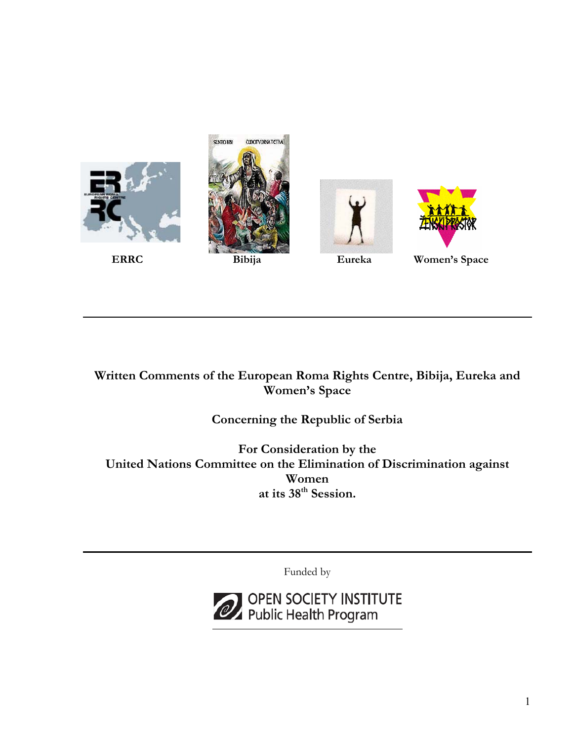ERRC

Bibija

Eureka

Women's Space

---

**Written Comments of the European Roma Rights Centre, Bibija, Eureka and Women's Space**

**Concerning the Republic of Serbia**

**For Consideration by the United Nations Committee on the Elimination of Discrimination against Women at its 38th Session.**

---

Funded by

OPEN SOCIETY INSTITUTE
Public Health Program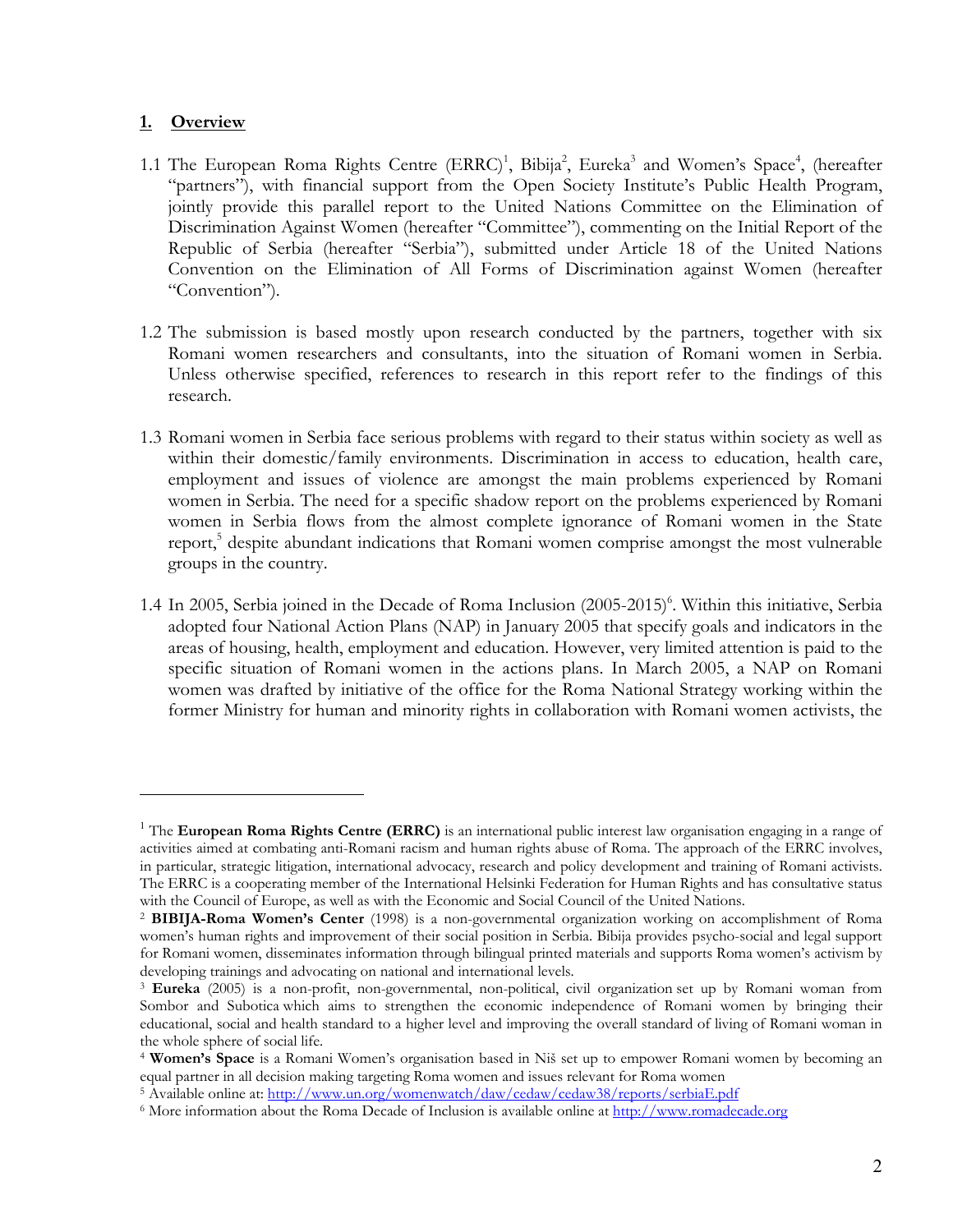## 1. Overview

1.1 The European Roma Rights Centre (ERRC)[1], Bibija[2], Eureka[3] and Women's Space[4], (hereafter "partners"), with financial support from the Open Society Institute's Public Health Program, jointly provide this parallel report to the United Nations Committee on the Elimination of Discrimination Against Women (hereafter "Committee"), commenting on the Initial Report of the Republic of Serbia (hereafter "Serbia"), submitted under Article 18 of the United Nations Convention on the Elimination of All Forms of Discrimination against Women (hereafter "Convention").

1.2 The submission is based mostly upon research conducted by the partners, together with six Romani women researchers and consultants, into the situation of Romani women in Serbia. Unless otherwise specified, references to research in this report refer to the findings of this research.

1.3 Romani women in Serbia face serious problems with regard to their status within society as well as within their domestic/family environments. Discrimination in access to education, health care, employment and issues of violence are amongst the main problems experienced by Romani women in Serbia. The need for a specific shadow report on the problems experienced by Romani women in Serbia flows from the almost complete ignorance of Romani women in the State report,[5] despite abundant indications that Romani women comprise amongst the most vulnerable groups in the country.

1.4 In 2005, Serbia joined in the Decade of Roma Inclusion (2005-2015)[6]. Within this initiative, Serbia adopted four National Action Plans (NAP) in January 2005 that specify goals and indicators in the areas of housing, health, employment and education. However, very limited attention is paid to the specific situation of Romani women in the actions plans. In March 2005, a NAP on Romani women was drafted by initiative of the office for the Roma National Strategy working within the former Ministry for human and minority rights in collaboration with Romani women activists, the

---

[1] The **European Roma Rights Centre (ERRC)** is an international public interest law organisation engaging in a range of activities aimed at combating anti-Romani racism and human rights abuse of Roma. The approach of the ERRC involves, in particular, strategic litigation, international advocacy, research and policy development and training of Romani activists. The ERRC is a cooperating member of the International Helsinki Federation for Human Rights and has consultative status with the Council of Europe, as well as with the Economic and Social Council of the United Nations.

[2] **BIBIJA-Roma Women's Center** (1998) is a non-governmental organization working on accomplishment of Roma women's human rights and improvement of their social position in Serbia. Bibija provides psycho-social and legal support for Romani women, disseminates information through bilingual printed materials and supports Roma women's activism by developing trainings and advocating on national and international levels.

[3] **Eureka** (2005) is a non-profit, non-governmental, non-political, civil organization set up by Romani woman from Sombor and Subotica which aims to strengthen the economic independence of Romani women by bringing their educational, social and health standard to a higher level and improving the overall standard of living of Romani woman in the whole sphere of social life.

[4] **Women's Space** is a Romani Women's organisation based in Niš set up to empower Romani women by becoming an equal partner in all decision making targeting Roma women and issues relevant for Roma women

[5] Available online at: http://www.un.org/womenwatch/daw/cedaw/cedaw38/reports/serbiaE.pdf

[6] More information about the Roma Decade of Inclusion is available online at http://www.romadecade.org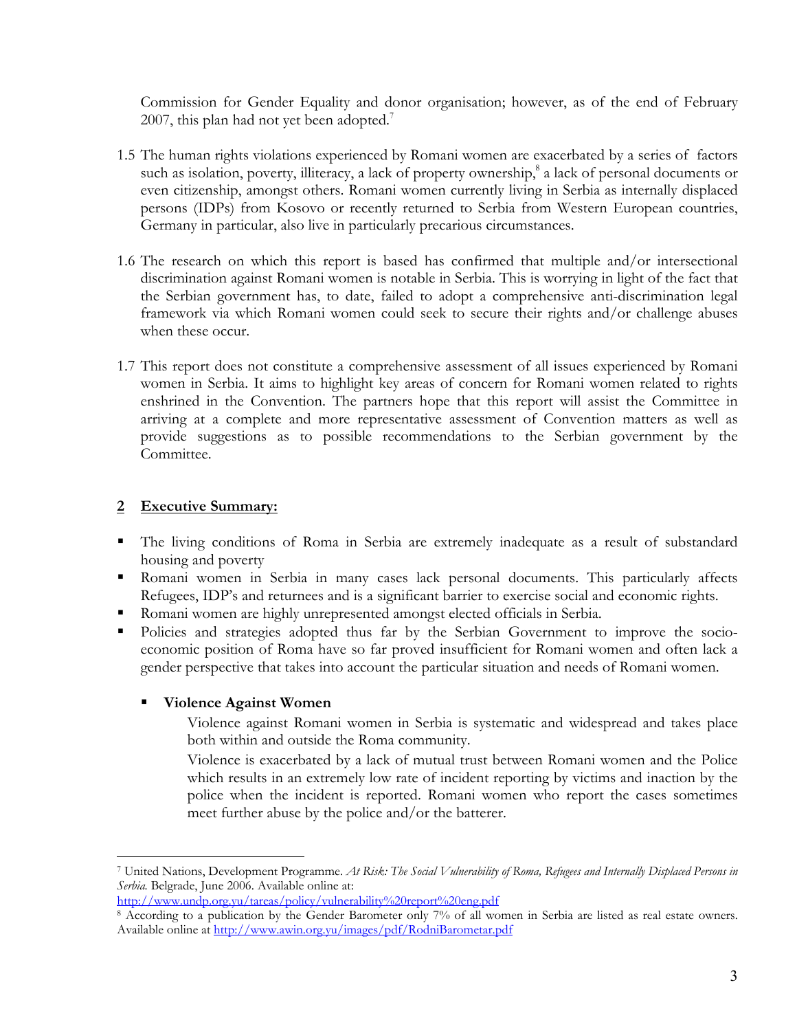Commission for Gender Equality and donor organisation; however, as of the end of February 2007, this plan had not yet been adopted.[7]

1.5 The human rights violations experienced by Romani women are exacerbated by a series of factors such as isolation, poverty, illiteracy, a lack of property ownership,[8] a lack of personal documents or even citizenship, amongst others. Romani women currently living in Serbia as internally displaced persons (IDPs) from Kosovo or recently returned to Serbia from Western European countries, Germany in particular, also live in particularly precarious circumstances.

1.6 The research on which this report is based has confirmed that multiple and/or intersectional discrimination against Romani women is notable in Serbia. This is worrying in light of the fact that the Serbian government has, to date, failed to adopt a comprehensive anti-discrimination legal framework via which Romani women could seek to secure their rights and/or challenge abuses when these occur.

1.7 This report does not constitute a comprehensive assessment of all issues experienced by Romani women in Serbia. It aims to highlight key areas of concern for Romani women related to rights enshrined in the Convention. The partners hope that this report will assist the Committee in arriving at a complete and more representative assessment of Convention matters as well as provide suggestions as to possible recommendations to the Serbian government by the Committee.

## 2 Executive Summary:

- The living conditions of Roma in Serbia are extremely inadequate as a result of substandard housing and poverty
- Romani women in Serbia in many cases lack personal documents. This particularly affects Refugees, IDP's and returnees and is a significant barrier to exercise social and economic rights.
- Romani women are highly unrepresented amongst elected officials in Serbia.
- Policies and strategies adopted thus far by the Serbian Government to improve the socio-economic position of Roma have so far proved insufficient for Romani women and often lack a gender perspective that takes into account the particular situation and needs of Romani women.

  - **Violence Against Women**

    Violence against Romani women in Serbia is systematic and widespread and takes place both within and outside the Roma community.

    Violence is exacerbated by a lack of mutual trust between Romani women and the Police which results in an extremely low rate of incident reporting by victims and inaction by the police when the incident is reported. Romani women who report the cases sometimes meet further abuse by the police and/or the batterer.

---

[7] United Nations, Development Programme. *At Risk: The Social Vulnerability of Roma, Refugees and Internally Displaced Persons in Serbia.* Belgrade, June 2006. Available online at: http://www.undp.org.yu/tareas/policy/vulnerability%20report%20eng.pdf

[8] According to a publication by the Gender Barometer only 7% of all women in Serbia are listed as real estate owners. Available online at http://www.awin.org.yu/images/pdf/RodniBarometar.pdf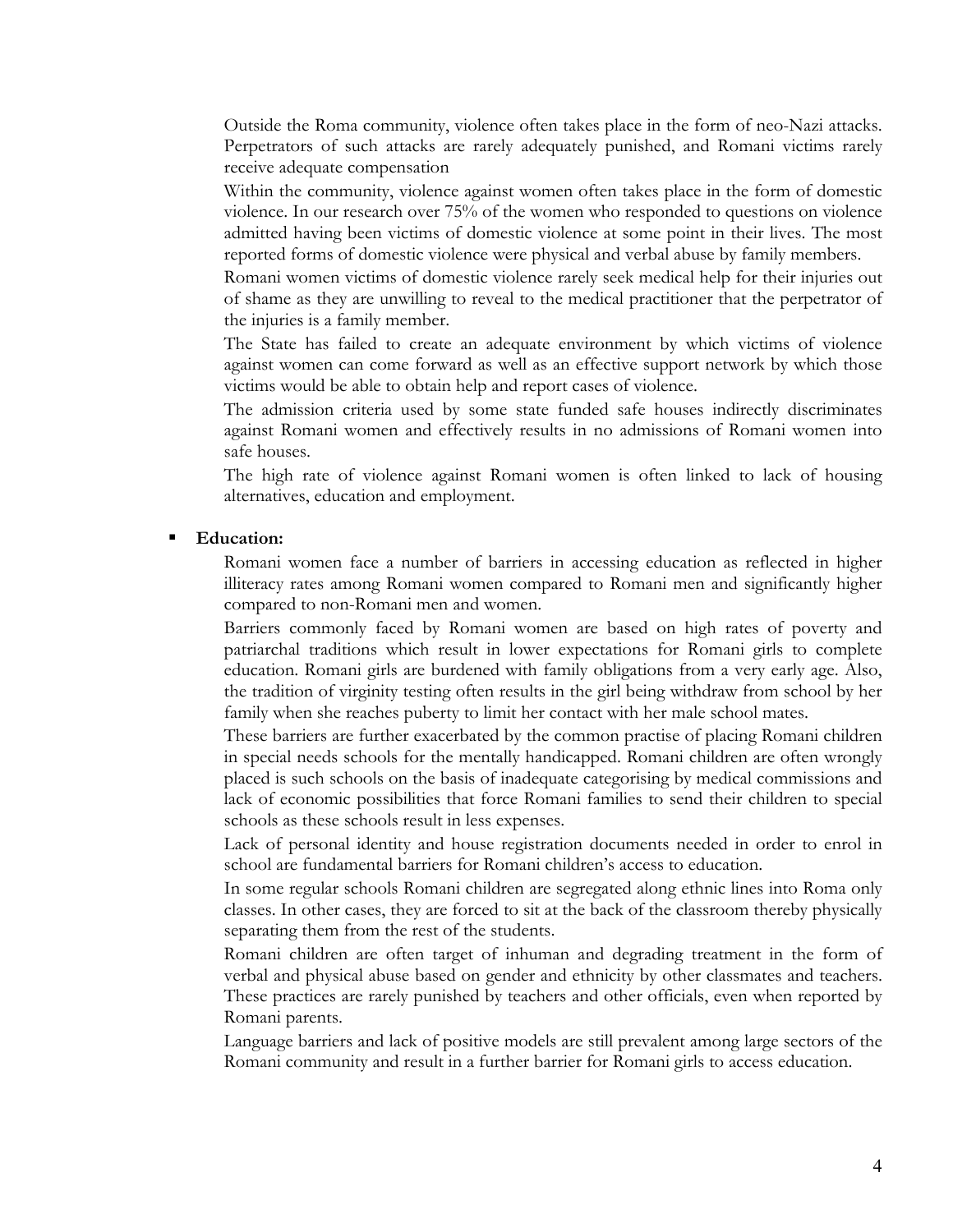Outside the Roma community, violence often takes place in the form of neo-Nazi attacks. Perpetrators of such attacks are rarely adequately punished, and Romani victims rarely receive adequate compensation

Within the community, violence against women often takes place in the form of domestic violence. In our research over 75% of the women who responded to questions on violence admitted having been victims of domestic violence at some point in their lives. The most reported forms of domestic violence were physical and verbal abuse by family members.

Romani women victims of domestic violence rarely seek medical help for their injuries out of shame as they are unwilling to reveal to the medical practitioner that the perpetrator of the injuries is a family member.

The State has failed to create an adequate environment by which victims of violence against women can come forward as well as an effective support network by which those victims would be able to obtain help and report cases of violence.

The admission criteria used by some state funded safe houses indirectly discriminates against Romani women and effectively results in no admissions of Romani women into safe houses.

The high rate of violence against Romani women is often linked to lack of housing alternatives, education and employment.

- **Education:**

  Romani women face a number of barriers in accessing education as reflected in higher illiteracy rates among Romani women compared to Romani men and significantly higher compared to non-Romani men and women.

  Barriers commonly faced by Romani women are based on high rates of poverty and patriarchal traditions which result in lower expectations for Romani girls to complete education. Romani girls are burdened with family obligations from a very early age. Also, the tradition of virginity testing often results in the girl being withdraw from school by her family when she reaches puberty to limit her contact with her male school mates.

  These barriers are further exacerbated by the common practise of placing Romani children in special needs schools for the mentally handicapped. Romani children are often wrongly placed is such schools on the basis of inadequate categorising by medical commissions and lack of economic possibilities that force Romani families to send their children to special schools as these schools result in less expenses.

  Lack of personal identity and house registration documents needed in order to enrol in school are fundamental barriers for Romani children's access to education.

  In some regular schools Romani children are segregated along ethnic lines into Roma only classes. In other cases, they are forced to sit at the back of the classroom thereby physically separating them from the rest of the students.

  Romani children are often target of inhuman and degrading treatment in the form of verbal and physical abuse based on gender and ethnicity by other classmates and teachers. These practices are rarely punished by teachers and other officials, even when reported by Romani parents.

  Language barriers and lack of positive models are still prevalent among large sectors of the Romani community and result in a further barrier for Romani girls to access education.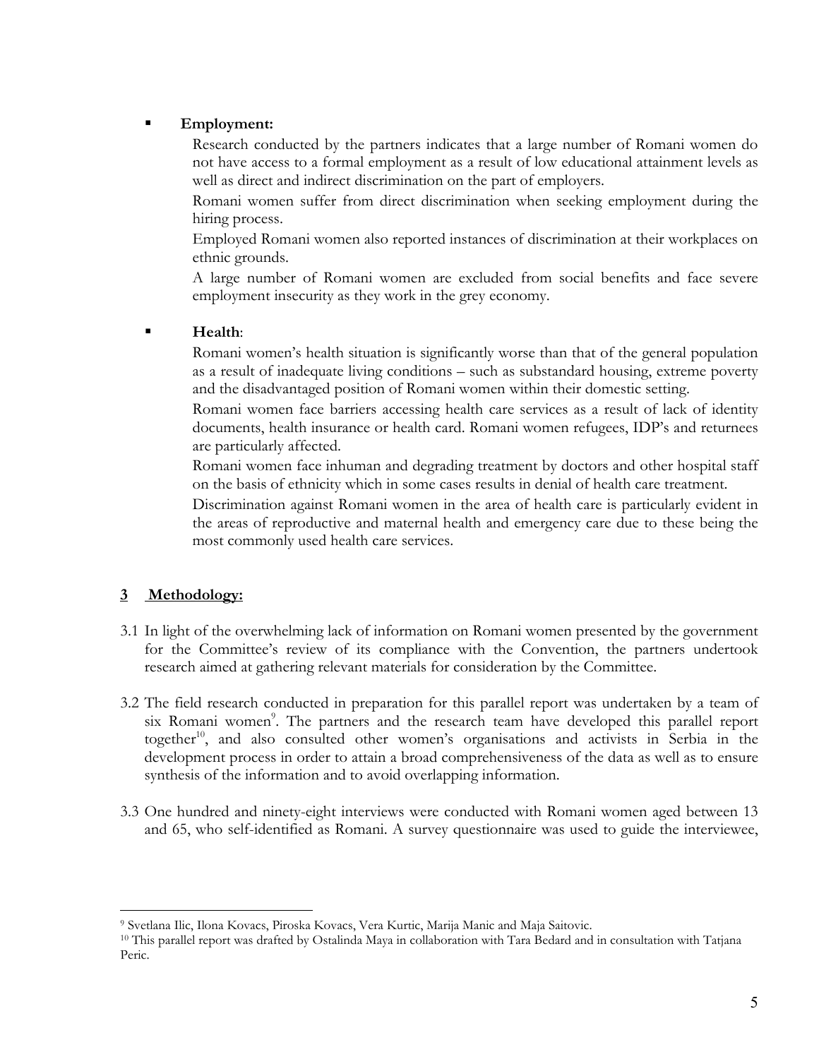- **Employment:**

  Research conducted by the partners indicates that a large number of Romani women do not have access to a formal employment as a result of low educational attainment levels as well as direct and indirect discrimination on the part of employers.

  Romani women suffer from direct discrimination when seeking employment during the hiring process.

  Employed Romani women also reported instances of discrimination at their workplaces on ethnic grounds.

  A large number of Romani women are excluded from social benefits and face severe employment insecurity as they work in the grey economy.

- **Health**:

  Romani women's health situation is significantly worse than that of the general population as a result of inadequate living conditions – such as substandard housing, extreme poverty and the disadvantaged position of Romani women within their domestic setting.

  Romani women face barriers accessing health care services as a result of lack of identity documents, health insurance or health card. Romani women refugees, IDP's and returnees are particularly affected.

  Romani women face inhuman and degrading treatment by doctors and other hospital staff on the basis of ethnicity which in some cases results in denial of health care treatment.

  Discrimination against Romani women in the area of health care is particularly evident in the areas of reproductive and maternal health and emergency care due to these being the most commonly used health care services.

## 3 Methodology:

3.1 In light of the overwhelming lack of information on Romani women presented by the government for the Committee's review of its compliance with the Convention, the partners undertook research aimed at gathering relevant materials for consideration by the Committee.

3.2 The field research conducted in preparation for this parallel report was undertaken by a team of six Romani women[9]. The partners and the research team have developed this parallel report together[10], and also consulted other women's organisations and activists in Serbia in the development process in order to attain a broad comprehensiveness of the data as well as to ensure synthesis of the information and to avoid overlapping information.

3.3 One hundred and ninety-eight interviews were conducted with Romani women aged between 13 and 65, who self-identified as Romani. A survey questionnaire was used to guide the interviewee,

---

[9] Svetlana Ilic, Ilona Kovacs, Piroska Kovacs, Vera Kurtic, Marija Manic and Maja Saitovic.

[10] This parallel report was drafted by Ostalinda Maya in collaboration with Tara Bedard and in consultation with Tatjana Peric.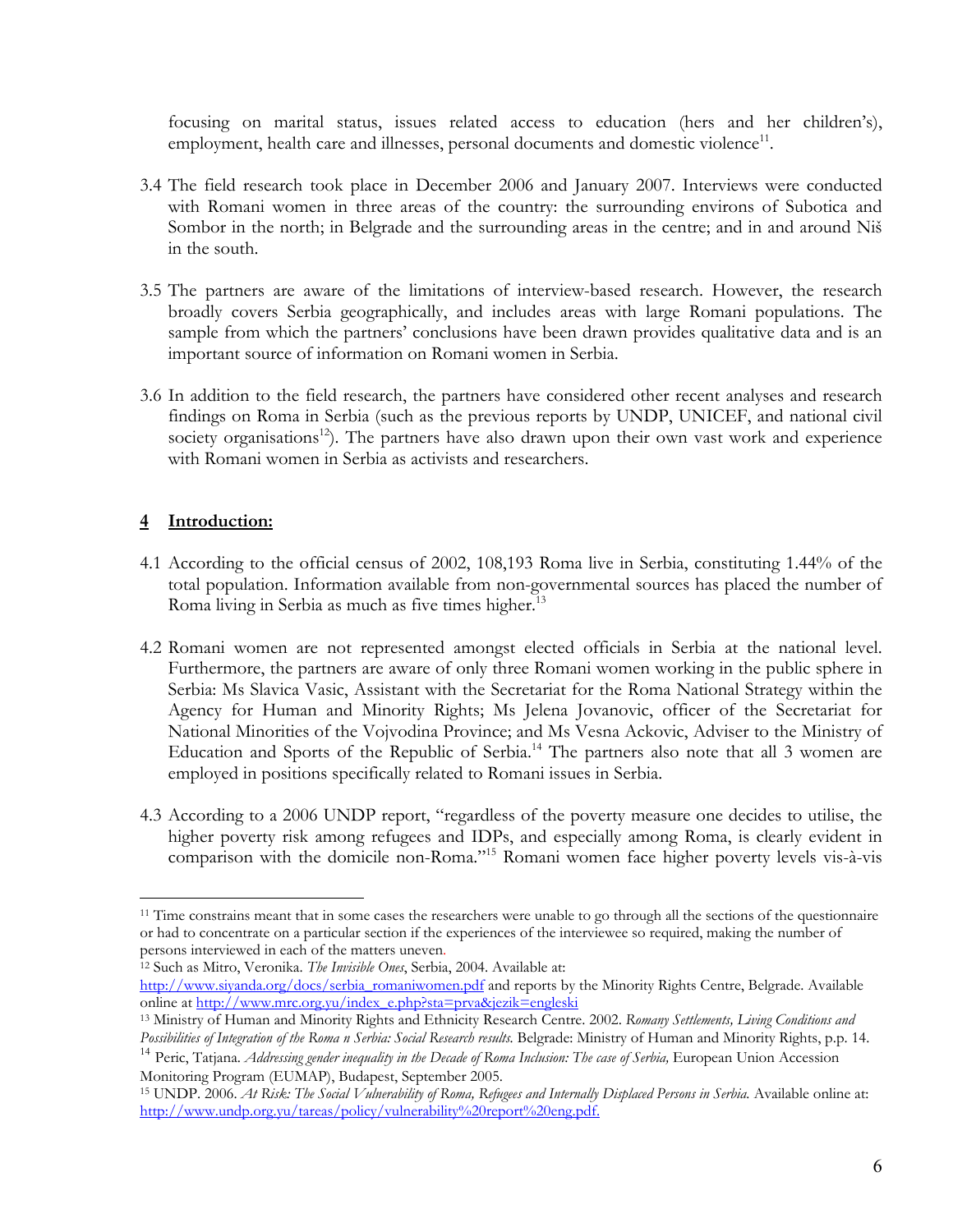focusing on marital status, issues related access to education (hers and her children's), employment, health care and illnesses, personal documents and domestic violence[11].

3.4 The field research took place in December 2006 and January 2007. Interviews were conducted with Romani women in three areas of the country: the surrounding environs of Subotica and Sombor in the north; in Belgrade and the surrounding areas in the centre; and in and around Niš in the south.

3.5 The partners are aware of the limitations of interview-based research. However, the research broadly covers Serbia geographically, and includes areas with large Romani populations. The sample from which the partners' conclusions have been drawn provides qualitative data and is an important source of information on Romani women in Serbia.

3.6 In addition to the field research, the partners have considered other recent analyses and research findings on Roma in Serbia (such as the previous reports by UNDP, UNICEF, and national civil society organisations[12]). The partners have also drawn upon their own vast work and experience with Romani women in Serbia as activists and researchers.

## 4 Introduction:

4.1 According to the official census of 2002, 108,193 Roma live in Serbia, constituting 1.44% of the total population. Information available from non-governmental sources has placed the number of Roma living in Serbia as much as five times higher.[13]

4.2 Romani women are not represented amongst elected officials in Serbia at the national level. Furthermore, the partners are aware of only three Romani women working in the public sphere in Serbia: Ms Slavica Vasic, Assistant with the Secretariat for the Roma National Strategy within the Agency for Human and Minority Rights; Ms Jelena Jovanovic, officer of the Secretariat for National Minorities of the Vojvodina Province; and Ms Vesna Ackovic, Adviser to the Ministry of Education and Sports of the Republic of Serbia.[14] The partners also note that all 3 women are employed in positions specifically related to Romani issues in Serbia.

4.3 According to a 2006 UNDP report, "regardless of the poverty measure one decides to utilise, the higher poverty risk among refugees and IDPs, and especially among Roma, is clearly evident in comparison with the domicile non-Roma."[15] Romani women face higher poverty levels vis-à-vis

---

[11] Time constrains meant that in some cases the researchers were unable to go through all the sections of the questionnaire or had to concentrate on a particular section if the experiences of the interviewee so required, making the number of persons interviewed in each of the matters uneven.

[12] Such as Mitro, Veronika. *The Invisible Ones*, Serbia, 2004. Available at: http://www.siyanda.org/docs/serbia_romaniwomen.pdf and reports by the Minority Rights Centre, Belgrade. Available online at http://www.mrc.org.yu/index_e.php?sta=prva&jezik=engleski

[13] Ministry of Human and Minority Rights and Ethnicity Research Centre. 2002. *Romany Settlements, Living Conditions and Possibilities of Integration of the Roma n Serbia: Social Research results.* Belgrade: Ministry of Human and Minority Rights, p.p. 14.

[14] Peric, Tatjana. *Addressing gender inequality in the Decade of Roma Inclusion: The case of Serbia,* European Union Accession Monitoring Program (EUMAP), Budapest, September 2005.

[15] UNDP. 2006. *At Risk: The Social Vulnerability of Roma, Refugees and Internally Displaced Persons in Serbia.* Available online at: http://www.undp.org.yu/tareas/policy/vulnerability%20report%20eng.pdf.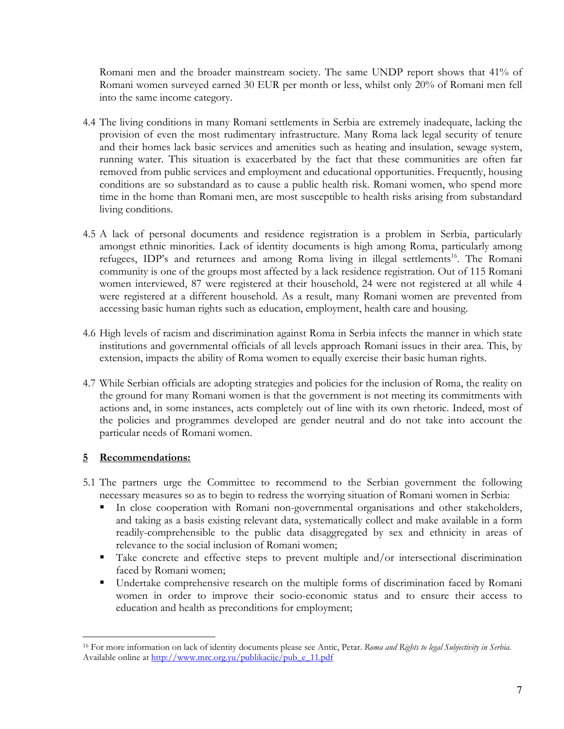Romani men and the broader mainstream society. The same UNDP report shows that 41% of Romani women surveyed earned 30 EUR per month or less, whilst only 20% of Romani men fell into the same income category.

4.4 The living conditions in many Romani settlements in Serbia are extremely inadequate, lacking the provision of even the most rudimentary infrastructure. Many Roma lack legal security of tenure and their homes lack basic services and amenities such as heating and insulation, sewage system, running water. This situation is exacerbated by the fact that these communities are often far removed from public services and employment and educational opportunities. Frequently, housing conditions are so substandard as to cause a public health risk. Romani women, who spend more time in the home than Romani men, are most susceptible to health risks arising from substandard living conditions.

4.5 A lack of personal documents and residence registration is a problem in Serbia, particularly amongst ethnic minorities. Lack of identity documents is high among Roma, particularly among refugees, IDP's and returnees and among Roma living in illegal settlements[16]. The Romani community is one of the groups most affected by a lack residence registration. Out of 115 Romani women interviewed, 87 were registered at their household, 24 were not registered at all while 4 were registered at a different household. As a result, many Romani women are prevented from accessing basic human rights such as education, employment, health care and housing.

4.6 High levels of racism and discrimination against Roma in Serbia infects the manner in which state institutions and governmental officials of all levels approach Romani issues in their area. This, by extension, impacts the ability of Roma women to equally exercise their basic human rights.

4.7 While Serbian officials are adopting strategies and policies for the inclusion of Roma, the reality on the ground for many Romani women is that the government is not meeting its commitments with actions and, in some instances, acts completely out of line with its own rhetoric. Indeed, most of the policies and programmes developed are gender neutral and do not take into account the particular needs of Romani women.

## 5 Recommendations:

5.1 The partners urge the Committee to recommend to the Serbian government the following necessary measures so as to begin to redress the worrying situation of Romani women in Serbia:

- In close cooperation with Romani non-governmental organisations and other stakeholders, and taking as a basis existing relevant data, systematically collect and make available in a form readily-comprehensible to the public data disaggregated by sex and ethnicity in areas of relevance to the social inclusion of Romani women;
- Take concrete and effective steps to prevent multiple and/or intersectional discrimination faced by Romani women;
- Undertake comprehensive research on the multiple forms of discrimination faced by Romani women in order to improve their socio-economic status and to ensure their access to education and health as preconditions for employment;

---

[16] For more information on lack of identity documents please see Antic, Petar. *Roma and Rights to legal Subjectivity in Serbia*. Available online at http://www.mrc.org.yu/publikacije/pub_e_11.pdf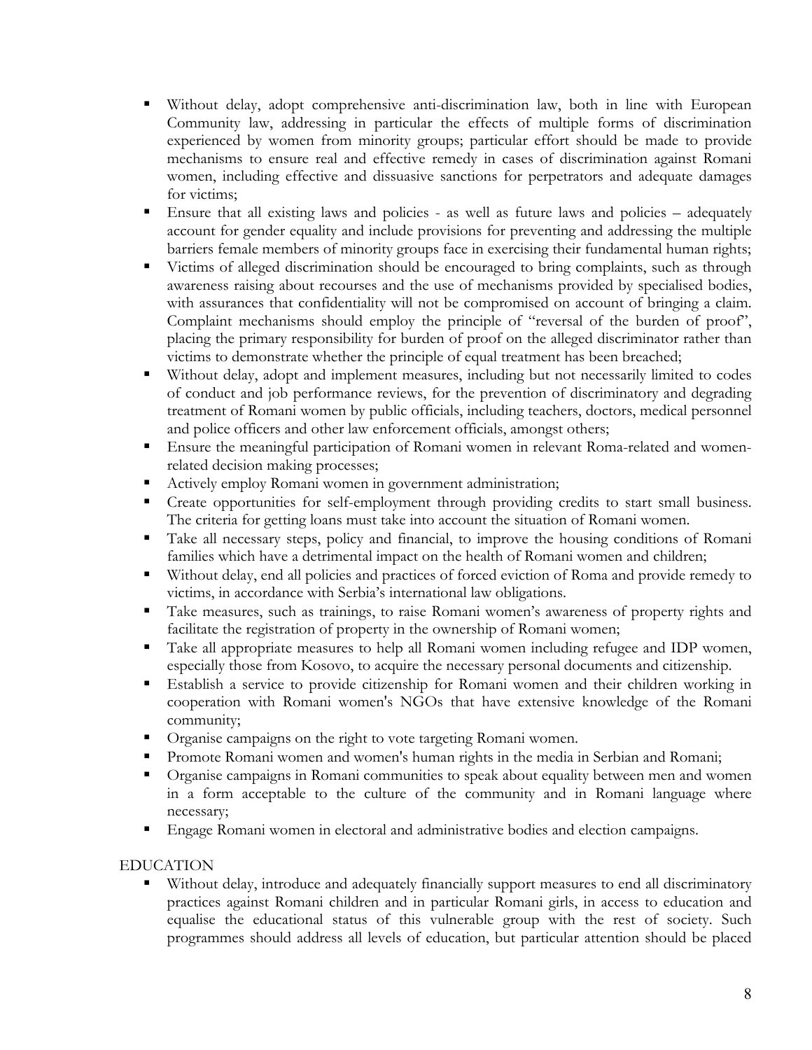- Without delay, adopt comprehensive anti-discrimination law, both in line with European Community law, addressing in particular the effects of multiple forms of discrimination experienced by women from minority groups; particular effort should be made to provide mechanisms to ensure real and effective remedy in cases of discrimination against Romani women, including effective and dissuasive sanctions for perpetrators and adequate damages for victims;
- Ensure that all existing laws and policies - as well as future laws and policies – adequately account for gender equality and include provisions for preventing and addressing the multiple barriers female members of minority groups face in exercising their fundamental human rights;
- Victims of alleged discrimination should be encouraged to bring complaints, such as through awareness raising about recourses and the use of mechanisms provided by specialised bodies, with assurances that confidentiality will not be compromised on account of bringing a claim. Complaint mechanisms should employ the principle of "reversal of the burden of proof", placing the primary responsibility for burden of proof on the alleged discriminator rather than victims to demonstrate whether the principle of equal treatment has been breached;
- Without delay, adopt and implement measures, including but not necessarily limited to codes of conduct and job performance reviews, for the prevention of discriminatory and degrading treatment of Romani women by public officials, including teachers, doctors, medical personnel and police officers and other law enforcement officials, amongst others;
- Ensure the meaningful participation of Romani women in relevant Roma-related and women-related decision making processes;
- Actively employ Romani women in government administration;
- Create opportunities for self-employment through providing credits to start small business. The criteria for getting loans must take into account the situation of Romani women.
- Take all necessary steps, policy and financial, to improve the housing conditions of Romani families which have a detrimental impact on the health of Romani women and children;
- Without delay, end all policies and practices of forced eviction of Roma and provide remedy to victims, in accordance with Serbia's international law obligations.
- Take measures, such as trainings, to raise Romani women's awareness of property rights and facilitate the registration of property in the ownership of Romani women;
- Take all appropriate measures to help all Romani women including refugee and IDP women, especially those from Kosovo, to acquire the necessary personal documents and citizenship.
- Establish a service to provide citizenship for Romani women and their children working in cooperation with Romani women's NGOs that have extensive knowledge of the Romani community;
- Organise campaigns on the right to vote targeting Romani women.
- Promote Romani women and women's human rights in the media in Serbian and Romani;
- Organise campaigns in Romani communities to speak about equality between men and women in a form acceptable to the culture of the community and in Romani language where necessary;
- Engage Romani women in electoral and administrative bodies and election campaigns.

EDUCATION

- Without delay, introduce and adequately financially support measures to end all discriminatory practices against Romani children and in particular Romani girls, in access to education and equalise the educational status of this vulnerable group with the rest of society. Such programmes should address all levels of education, but particular attention should be placed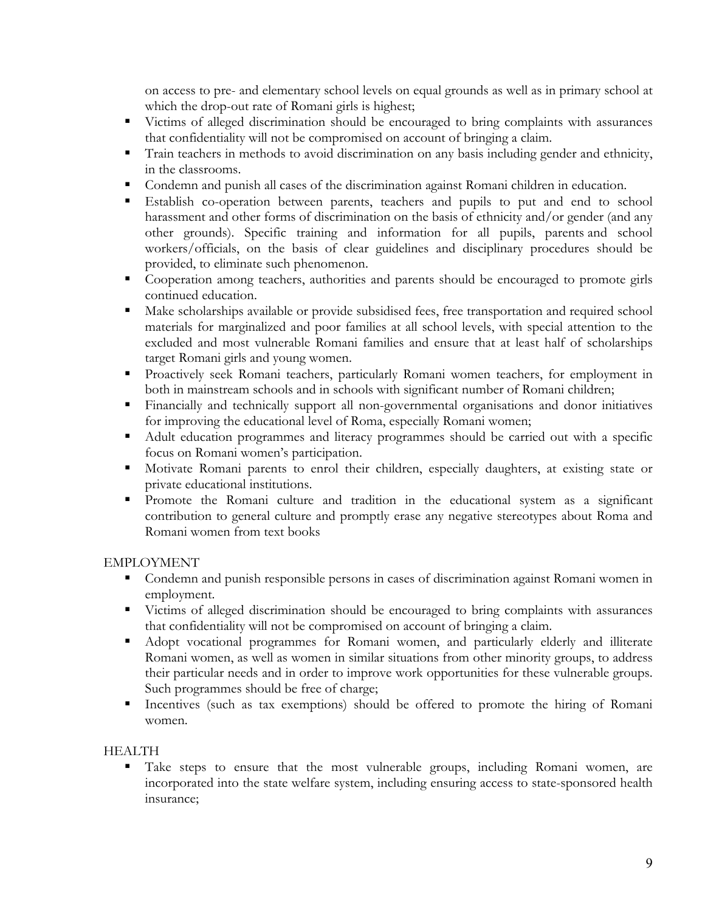on access to pre- and elementary school levels on equal grounds as well as in primary school at which the drop-out rate of Romani girls is highest;

- Victims of alleged discrimination should be encouraged to bring complaints with assurances that confidentiality will not be compromised on account of bringing a claim.
- Train teachers in methods to avoid discrimination on any basis including gender and ethnicity, in the classrooms.
- Condemn and punish all cases of the discrimination against Romani children in education.
- Establish co-operation between parents, teachers and pupils to put and end to school harassment and other forms of discrimination on the basis of ethnicity and/or gender (and any other grounds). Specific training and information for all pupils, parents and school workers/officials, on the basis of clear guidelines and disciplinary procedures should be provided, to eliminate such phenomenon.
- Cooperation among teachers, authorities and parents should be encouraged to promote girls continued education.
- Make scholarships available or provide subsidised fees, free transportation and required school materials for marginalized and poor families at all school levels, with special attention to the excluded and most vulnerable Romani families and ensure that at least half of scholarships target Romani girls and young women.
- Proactively seek Romani teachers, particularly Romani women teachers, for employment in both in mainstream schools and in schools with significant number of Romani children;
- Financially and technically support all non-governmental organisations and donor initiatives for improving the educational level of Roma, especially Romani women;
- Adult education programmes and literacy programmes should be carried out with a specific focus on Romani women's participation.
- Motivate Romani parents to enrol their children, especially daughters, at existing state or private educational institutions.
- Promote the Romani culture and tradition in the educational system as a significant contribution to general culture and promptly erase any negative stereotypes about Roma and Romani women from text books

EMPLOYMENT

- Condemn and punish responsible persons in cases of discrimination against Romani women in employment.
- Victims of alleged discrimination should be encouraged to bring complaints with assurances that confidentiality will not be compromised on account of bringing a claim.
- Adopt vocational programmes for Romani women, and particularly elderly and illiterate Romani women, as well as women in similar situations from other minority groups, to address their particular needs and in order to improve work opportunities for these vulnerable groups. Such programmes should be free of charge;
- Incentives (such as tax exemptions) should be offered to promote the hiring of Romani women.

HEALTH

- Take steps to ensure that the most vulnerable groups, including Romani women, are incorporated into the state welfare system, including ensuring access to state-sponsored health insurance;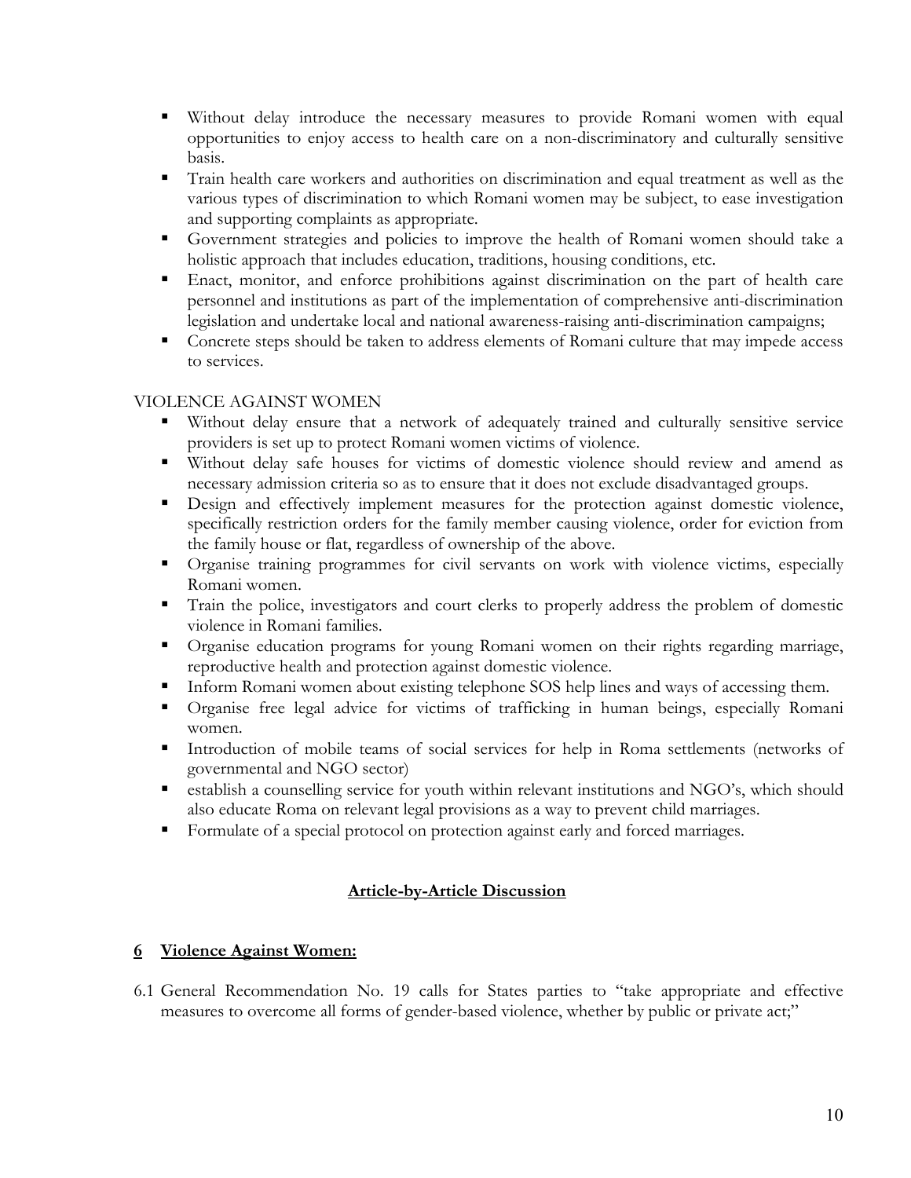- Without delay introduce the necessary measures to provide Romani women with equal opportunities to enjoy access to health care on a non-discriminatory and culturally sensitive basis.
- Train health care workers and authorities on discrimination and equal treatment as well as the various types of discrimination to which Romani women may be subject, to ease investigation and supporting complaints as appropriate.
- Government strategies and policies to improve the health of Romani women should take a holistic approach that includes education, traditions, housing conditions, etc.
- Enact, monitor, and enforce prohibitions against discrimination on the part of health care personnel and institutions as part of the implementation of comprehensive anti-discrimination legislation and undertake local and national awareness-raising anti-discrimination campaigns;
- Concrete steps should be taken to address elements of Romani culture that may impede access to services.

VIOLENCE AGAINST WOMEN

- Without delay ensure that a network of adequately trained and culturally sensitive service providers is set up to protect Romani women victims of violence.
- Without delay safe houses for victims of domestic violence should review and amend as necessary admission criteria so as to ensure that it does not exclude disadvantaged groups.
- Design and effectively implement measures for the protection against domestic violence, specifically restriction orders for the family member causing violence, order for eviction from the family house or flat, regardless of ownership of the above.
- Organise training programmes for civil servants on work with violence victims, especially Romani women.
- Train the police, investigators and court clerks to properly address the problem of domestic violence in Romani families.
- Organise education programs for young Romani women on their rights regarding marriage, reproductive health and protection against domestic violence.
- Inform Romani women about existing telephone SOS help lines and ways of accessing them.
- Organise free legal advice for victims of trafficking in human beings, especially Romani women.
- Introduction of mobile teams of social services for help in Roma settlements (networks of governmental and NGO sector)
- establish a counselling service for youth within relevant institutions and NGO's, which should also educate Roma on relevant legal provisions as a way to prevent child marriages.
- Formulate of a special protocol on protection against early and forced marriages.

## Article-by-Article Discussion

### 6 Violence Against Women:

6.1 General Recommendation No. 19 calls for States parties to "take appropriate and effective measures to overcome all forms of gender-based violence, whether by public or private act;"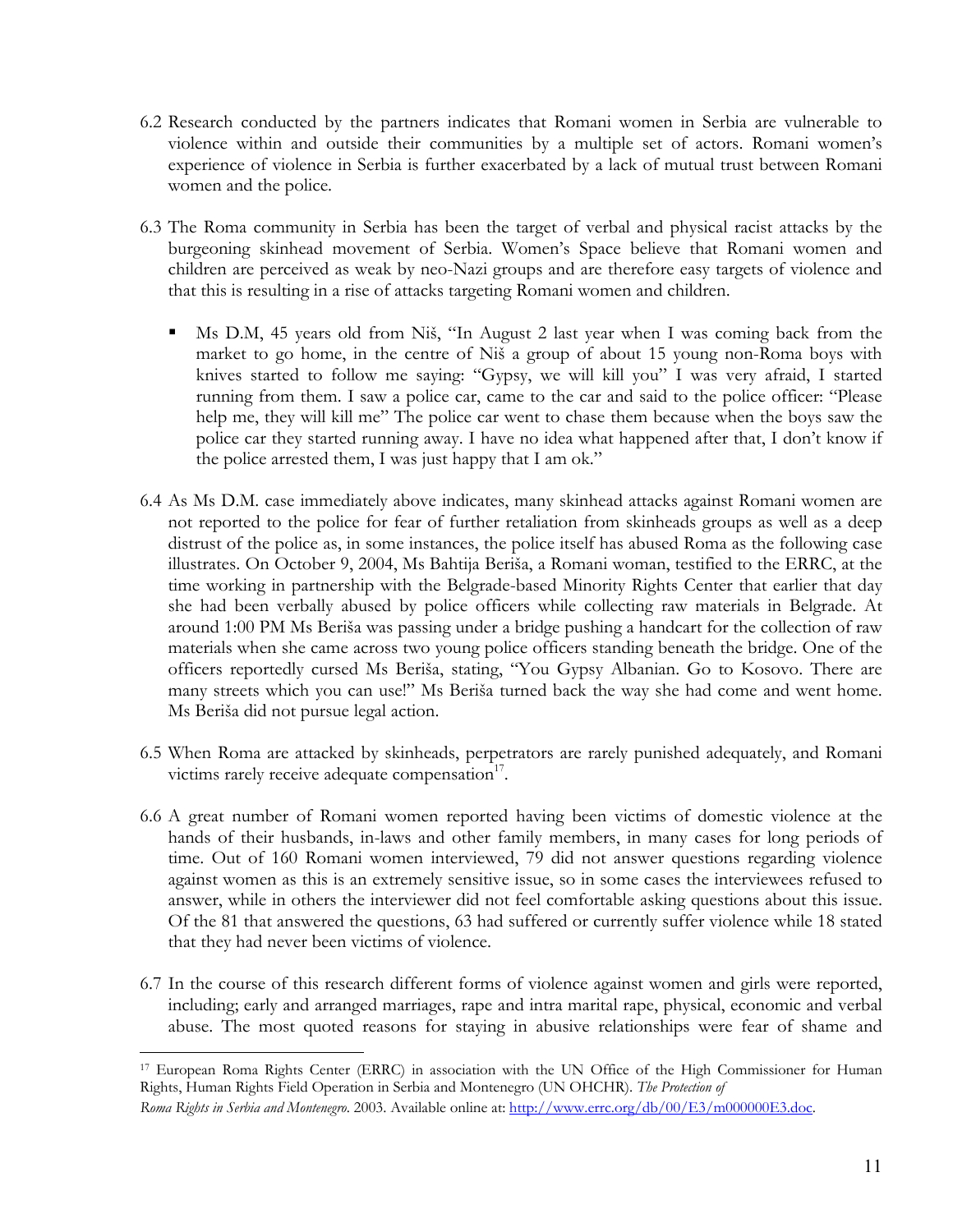6.2 Research conducted by the partners indicates that Romani women in Serbia are vulnerable to violence within and outside their communities by a multiple set of actors. Romani women's experience of violence in Serbia is further exacerbated by a lack of mutual trust between Romani women and the police.

6.3 The Roma community in Serbia has been the target of verbal and physical racist attacks by the burgeoning skinhead movement of Serbia. Women's Space believe that Romani women and children are perceived as weak by neo-Nazi groups and are therefore easy targets of violence and that this is resulting in a rise of attacks targeting Romani women and children.

- Ms D.M, 45 years old from Niš, "In August 2 last year when I was coming back from the market to go home, in the centre of Niš a group of about 15 young non-Roma boys with knives started to follow me saying: "Gypsy, we will kill you" I was very afraid, I started running from them. I saw a police car, came to the car and said to the police officer: "Please help me, they will kill me" The police car went to chase them because when the boys saw the police car they started running away. I have no idea what happened after that, I don't know if the police arrested them, I was just happy that I am ok."

6.4 As Ms D.M. case immediately above indicates, many skinhead attacks against Romani women are not reported to the police for fear of further retaliation from skinheads groups as well as a deep distrust of the police as, in some instances, the police itself has abused Roma as the following case illustrates. On October 9, 2004, Ms Bahtija Beriša, a Romani woman, testified to the ERRC, at the time working in partnership with the Belgrade-based Minority Rights Center that earlier that day she had been verbally abused by police officers while collecting raw materials in Belgrade. At around 1:00 PM Ms Beriša was passing under a bridge pushing a handcart for the collection of raw materials when she came across two young police officers standing beneath the bridge. One of the officers reportedly cursed Ms Beriša, stating, "You Gypsy Albanian. Go to Kosovo. There are many streets which you can use!" Ms Beriša turned back the way she had come and went home. Ms Beriša did not pursue legal action.

6.5 When Roma are attacked by skinheads, perpetrators are rarely punished adequately, and Romani victims rarely receive adequate compensation[17].

6.6 A great number of Romani women reported having been victims of domestic violence at the hands of their husbands, in-laws and other family members, in many cases for long periods of time. Out of 160 Romani women interviewed, 79 did not answer questions regarding violence against women as this is an extremely sensitive issue, so in some cases the interviewees refused to answer, while in others the interviewer did not feel comfortable asking questions about this issue. Of the 81 that answered the questions, 63 had suffered or currently suffer violence while 18 stated that they had never been victims of violence.

6.7 In the course of this research different forms of violence against women and girls were reported, including; early and arranged marriages, rape and intra marital rape, physical, economic and verbal abuse. The most quoted reasons for staying in abusive relationships were fear of shame and

---

[17] European Roma Rights Center (ERRC) in association with the UN Office of the High Commissioner for Human Rights, Human Rights Field Operation in Serbia and Montenegro (UN OHCHR). *The Protection of Roma Rights in Serbia and Montenegro*. 2003. Available online at: http://www.errc.org/db/00/E3/m000000E3.doc.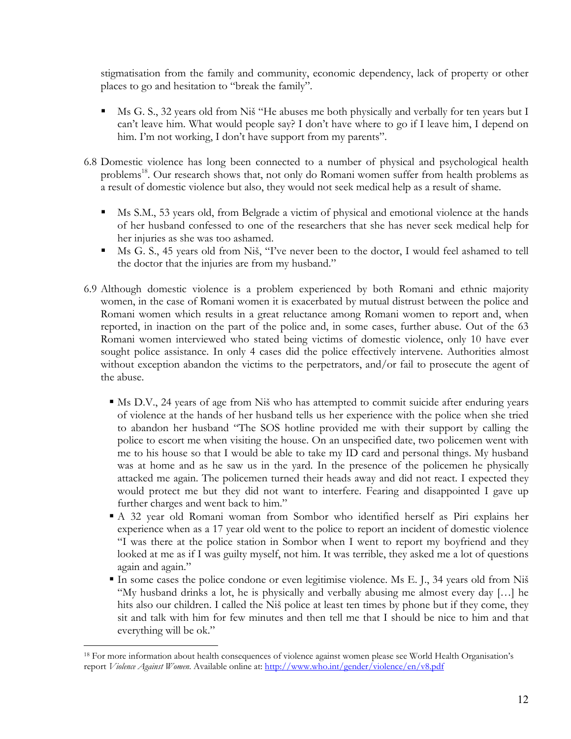stigmatisation from the family and community, economic dependency, lack of property or other places to go and hesitation to "break the family".

- Ms G. S., 32 years old from Niš "He abuses me both physically and verbally for ten years but I can't leave him. What would people say? I don't have where to go if I leave him, I depend on him. I'm not working, I don't have support from my parents".

6.8 Domestic violence has long been connected to a number of physical and psychological health problems[18]. Our research shows that, not only do Romani women suffer from health problems as a result of domestic violence but also, they would not seek medical help as a result of shame.

- Ms S.M., 53 years old, from Belgrade a victim of physical and emotional violence at the hands of her husband confessed to one of the researchers that she has never seek medical help for her injuries as she was too ashamed.
- Ms G. S., 45 years old from Niš, "I've never been to the doctor, I would feel ashamed to tell the doctor that the injuries are from my husband."

6.9 Although domestic violence is a problem experienced by both Romani and ethnic majority women, in the case of Romani women it is exacerbated by mutual distrust between the police and Romani women which results in a great reluctance among Romani women to report and, when reported, in inaction on the part of the police and, in some cases, further abuse. Out of the 63 Romani women interviewed who stated being victims of domestic violence, only 10 have ever sought police assistance. In only 4 cases did the police effectively intervene. Authorities almost without exception abandon the victims to the perpetrators, and/or fail to prosecute the agent of the abuse.

- Ms D.V., 24 years of age from Niš who has attempted to commit suicide after enduring years of violence at the hands of her husband tells us her experience with the police when she tried to abandon her husband "The SOS hotline provided me with their support by calling the police to escort me when visiting the house. On an unspecified date, two policemen went with me to his house so that I would be able to take my ID card and personal things. My husband was at home and as he saw us in the yard. In the presence of the policemen he physically attacked me again. The policemen turned their heads away and did not react. I expected they would protect me but they did not want to interfere. Fearing and disappointed I gave up further charges and went back to him."
- A 32 year old Romani woman from Sombor who identified herself as Piri explains her experience when as a 17 year old went to the police to report an incident of domestic violence "I was there at the police station in Sombor when I went to report my boyfriend and they looked at me as if I was guilty myself, not him. It was terrible, they asked me a lot of questions again and again."
- In some cases the police condone or even legitimise violence. Ms E. J., 34 years old from Niš "My husband drinks a lot, he is physically and verbally abusing me almost every day […] he hits also our children. I called the Niš police at least ten times by phone but if they come, they sit and talk with him for few minutes and then tell me that I should be nice to him and that everything will be ok."

[18] For more information about health consequences of violence against women please see World Health Organisation's report *Violence Against Women*. Available online at: http://www.who.int/gender/violence/en/v8.pdf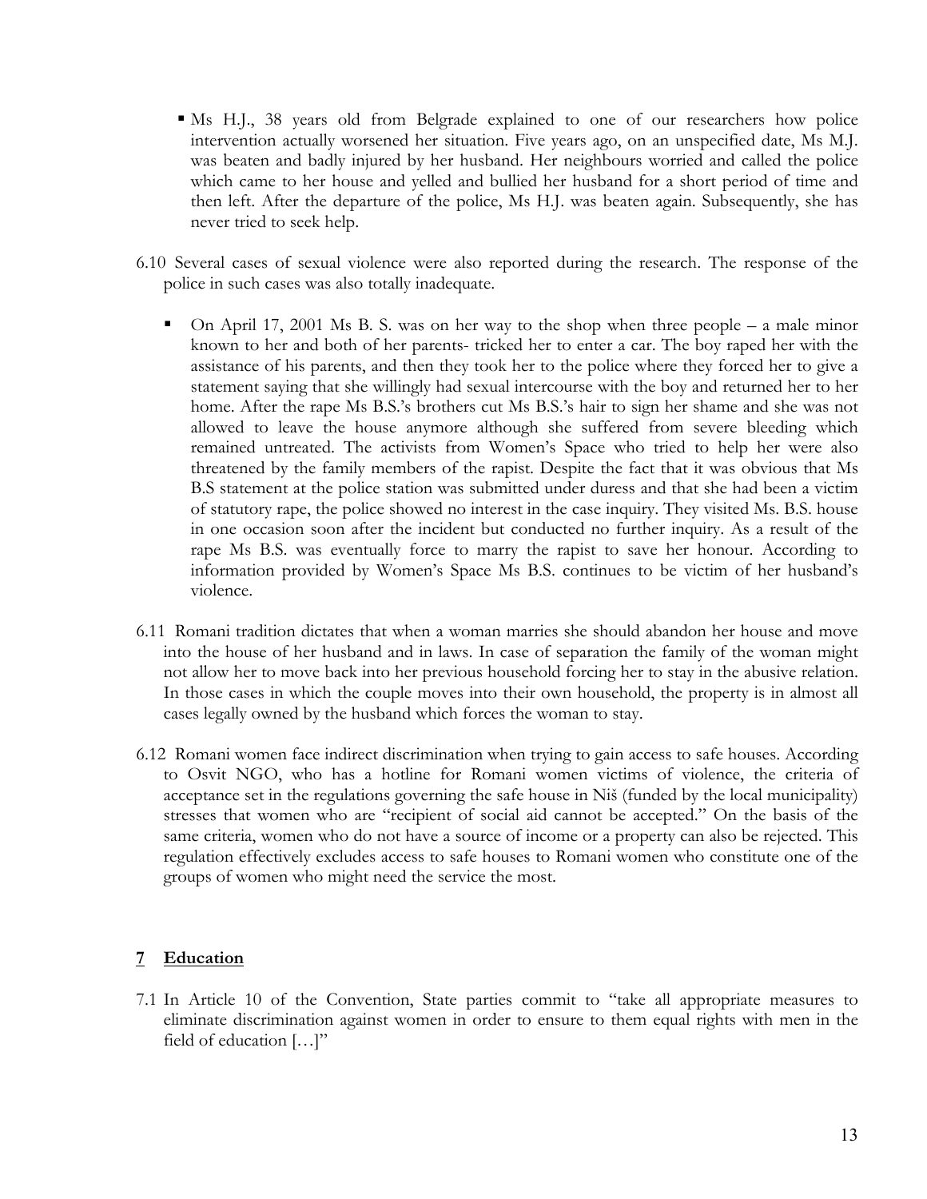- Ms H.J., 38 years old from Belgrade explained to one of our researchers how police intervention actually worsened her situation. Five years ago, on an unspecified date, Ms M.J. was beaten and badly injured by her husband. Her neighbours worried and called the police which came to her house and yelled and bullied her husband for a short period of time and then left. After the departure of the police, Ms H.J. was beaten again. Subsequently, she has never tried to seek help.

6.10 Several cases of sexual violence were also reported during the research. The response of the police in such cases was also totally inadequate.

- On April 17, 2001 Ms B. S. was on her way to the shop when three people – a male minor known to her and both of her parents- tricked her to enter a car. The boy raped her with the assistance of his parents, and then they took her to the police where they forced her to give a statement saying that she willingly had sexual intercourse with the boy and returned her to her home. After the rape Ms B.S.'s brothers cut Ms B.S.'s hair to sign her shame and she was not allowed to leave the house anymore although she suffered from severe bleeding which remained untreated. The activists from Women's Space who tried to help her were also threatened by the family members of the rapist. Despite the fact that it was obvious that Ms B.S statement at the police station was submitted under duress and that she had been a victim of statutory rape, the police showed no interest in the case inquiry. They visited Ms. B.S. house in one occasion soon after the incident but conducted no further inquiry. As a result of the rape Ms B.S. was eventually force to marry the rapist to save her honour. According to information provided by Women's Space Ms B.S. continues to be victim of her husband's violence.

6.11 Romani tradition dictates that when a woman marries she should abandon her house and move into the house of her husband and in laws. In case of separation the family of the woman might not allow her to move back into her previous household forcing her to stay in the abusive relation. In those cases in which the couple moves into their own household, the property is in almost all cases legally owned by the husband which forces the woman to stay.

6.12 Romani women face indirect discrimination when trying to gain access to safe houses. According to Osvit NGO, who has a hotline for Romani women victims of violence, the criteria of acceptance set in the regulations governing the safe house in Niš (funded by the local municipality) stresses that women who are "recipient of social aid cannot be accepted." On the basis of the same criteria, women who do not have a source of income or a property can also be rejected. This regulation effectively excludes access to safe houses to Romani women who constitute one of the groups of women who might need the service the most.

## 7 Education

7.1 In Article 10 of the Convention, State parties commit to "take all appropriate measures to eliminate discrimination against women in order to ensure to them equal rights with men in the field of education […]"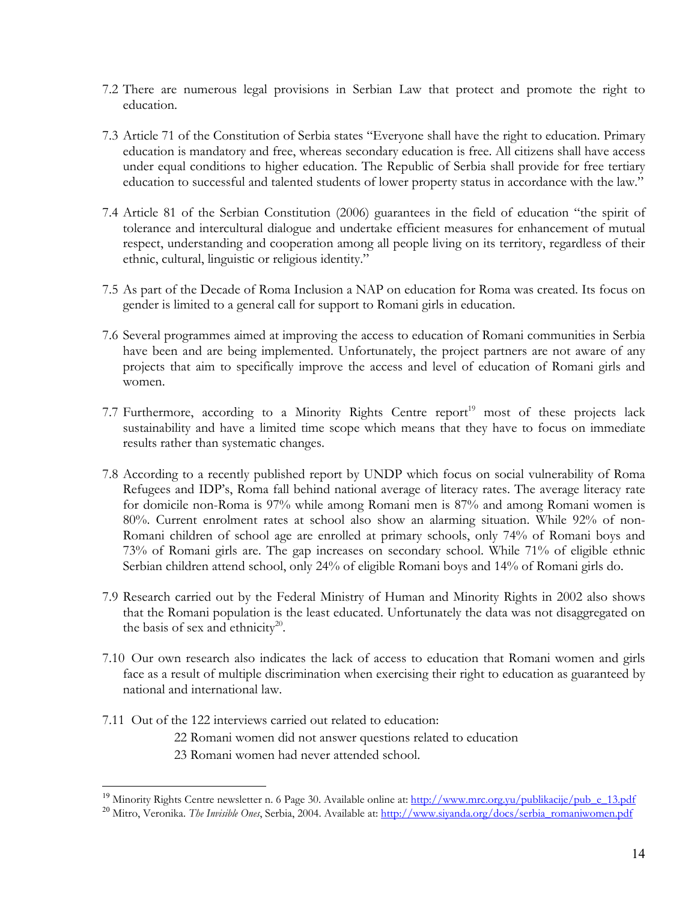7.2 There are numerous legal provisions in Serbian Law that protect and promote the right to education.

7.3 Article 71 of the Constitution of Serbia states "Everyone shall have the right to education. Primary education is mandatory and free, whereas secondary education is free. All citizens shall have access under equal conditions to higher education. The Republic of Serbia shall provide for free tertiary education to successful and talented students of lower property status in accordance with the law."

7.4 Article 81 of the Serbian Constitution (2006) guarantees in the field of education "the spirit of tolerance and intercultural dialogue and undertake efficient measures for enhancement of mutual respect, understanding and cooperation among all people living on its territory, regardless of their ethnic, cultural, linguistic or religious identity."

7.5 As part of the Decade of Roma Inclusion a NAP on education for Roma was created. Its focus on gender is limited to a general call for support to Romani girls in education.

7.6 Several programmes aimed at improving the access to education of Romani communities in Serbia have been and are being implemented. Unfortunately, the project partners are not aware of any projects that aim to specifically improve the access and level of education of Romani girls and women.

7.7 Furthermore, according to a Minority Rights Centre report[19] most of these projects lack sustainability and have a limited time scope which means that they have to focus on immediate results rather than systematic changes.

7.8 According to a recently published report by UNDP which focus on social vulnerability of Roma Refugees and IDP's, Roma fall behind national average of literacy rates. The average literacy rate for domicile non-Roma is 97% while among Romani men is 87% and among Romani women is 80%. Current enrolment rates at school also show an alarming situation. While 92% of non-Romani children of school age are enrolled at primary schools, only 74% of Romani boys and 73% of Romani girls are. The gap increases on secondary school. While 71% of eligible ethnic Serbian children attend school, only 24% of eligible Romani boys and 14% of Romani girls do.

7.9 Research carried out by the Federal Ministry of Human and Minority Rights in 2002 also shows that the Romani population is the least educated. Unfortunately the data was not disaggregated on the basis of sex and ethnicity[20].

7.10 Our own research also indicates the lack of access to education that Romani women and girls face as a result of multiple discrimination when exercising their right to education as guaranteed by national and international law.

7.11 Out of the 122 interviews carried out related to education:

22 Romani women did not answer questions related to education

23 Romani women had never attended school.

---

[19] Minority Rights Centre newsletter n. 6 Page 30. Available online at: http://www.mrc.org.yu/publikacije/pub_e_13.pdf

[20] Mitro, Veronika. *The Invisible Ones*, Serbia, 2004. Available at: http://www.siyanda.org/docs/serbia_romaniwomen.pdf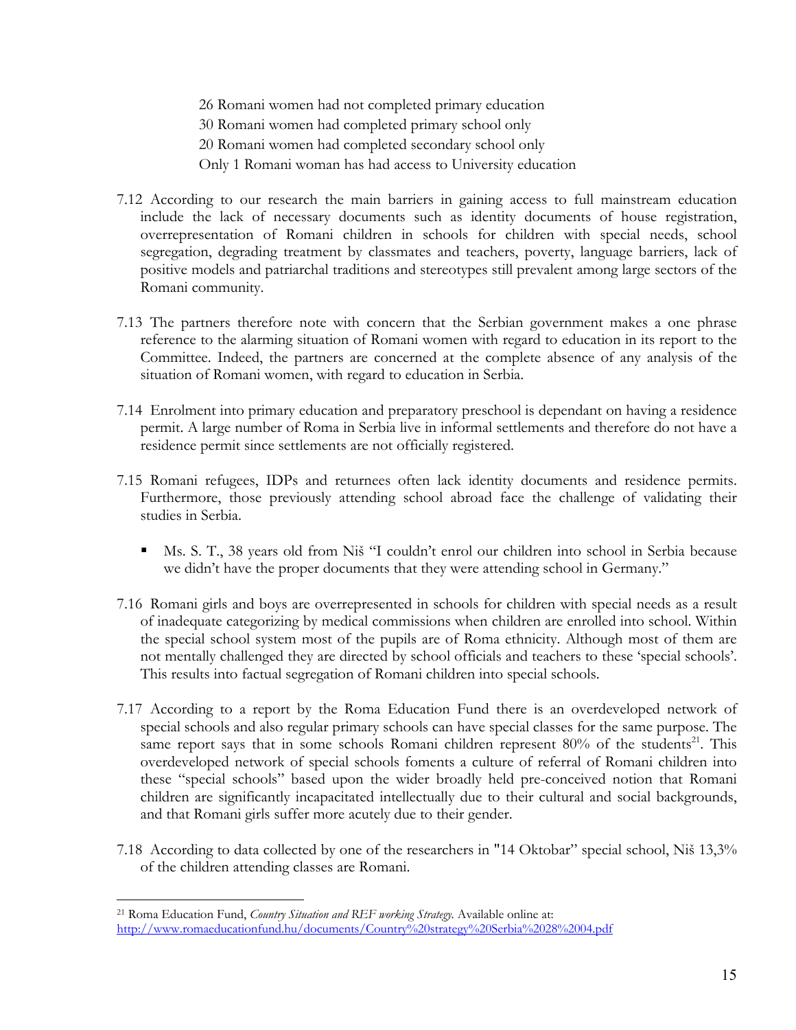26 Romani women had not completed primary education
30 Romani women had completed primary school only
20 Romani women had completed secondary school only
Only 1 Romani woman has had access to University education

7.12 According to our research the main barriers in gaining access to full mainstream education include the lack of necessary documents such as identity documents of house registration, overrepresentation of Romani children in schools for children with special needs, school segregation, degrading treatment by classmates and teachers, poverty, language barriers, lack of positive models and patriarchal traditions and stereotypes still prevalent among large sectors of the Romani community.

7.13 The partners therefore note with concern that the Serbian government makes a one phrase reference to the alarming situation of Romani women with regard to education in its report to the Committee. Indeed, the partners are concerned at the complete absence of any analysis of the situation of Romani women, with regard to education in Serbia.

7.14 Enrolment into primary education and preparatory preschool is dependant on having a residence permit. A large number of Roma in Serbia live in informal settlements and therefore do not have a residence permit since settlements are not officially registered.

7.15 Romani refugees, IDPs and returnees often lack identity documents and residence permits. Furthermore, those previously attending school abroad face the challenge of validating their studies in Serbia.

- Ms. S. T., 38 years old from Niš "I couldn't enrol our children into school in Serbia because we didn't have the proper documents that they were attending school in Germany."

7.16 Romani girls and boys are overrepresented in schools for children with special needs as a result of inadequate categorizing by medical commissions when children are enrolled into school. Within the special school system most of the pupils are of Roma ethnicity. Although most of them are not mentally challenged they are directed by school officials and teachers to these 'special schools'. This results into factual segregation of Romani children into special schools.

7.17 According to a report by the Roma Education Fund there is an overdeveloped network of special schools and also regular primary schools can have special classes for the same purpose. The same report says that in some schools Romani children represent 80% of the students[21]. This overdeveloped network of special schools foments a culture of referral of Romani children into these "special schools" based upon the wider broadly held pre-conceived notion that Romani children are significantly incapacitated intellectually due to their cultural and social backgrounds, and that Romani girls suffer more acutely due to their gender.

7.18 According to data collected by one of the researchers in "14 Oktobar" special school, Niš 13,3% of the children attending classes are Romani.

---

[21] Roma Education Fund, *Country Situation and REF working Strategy*. Available online at: http://www.romaeducationfund.hu/documents/Country%20strategy%20Serbia%2028%2004.pdf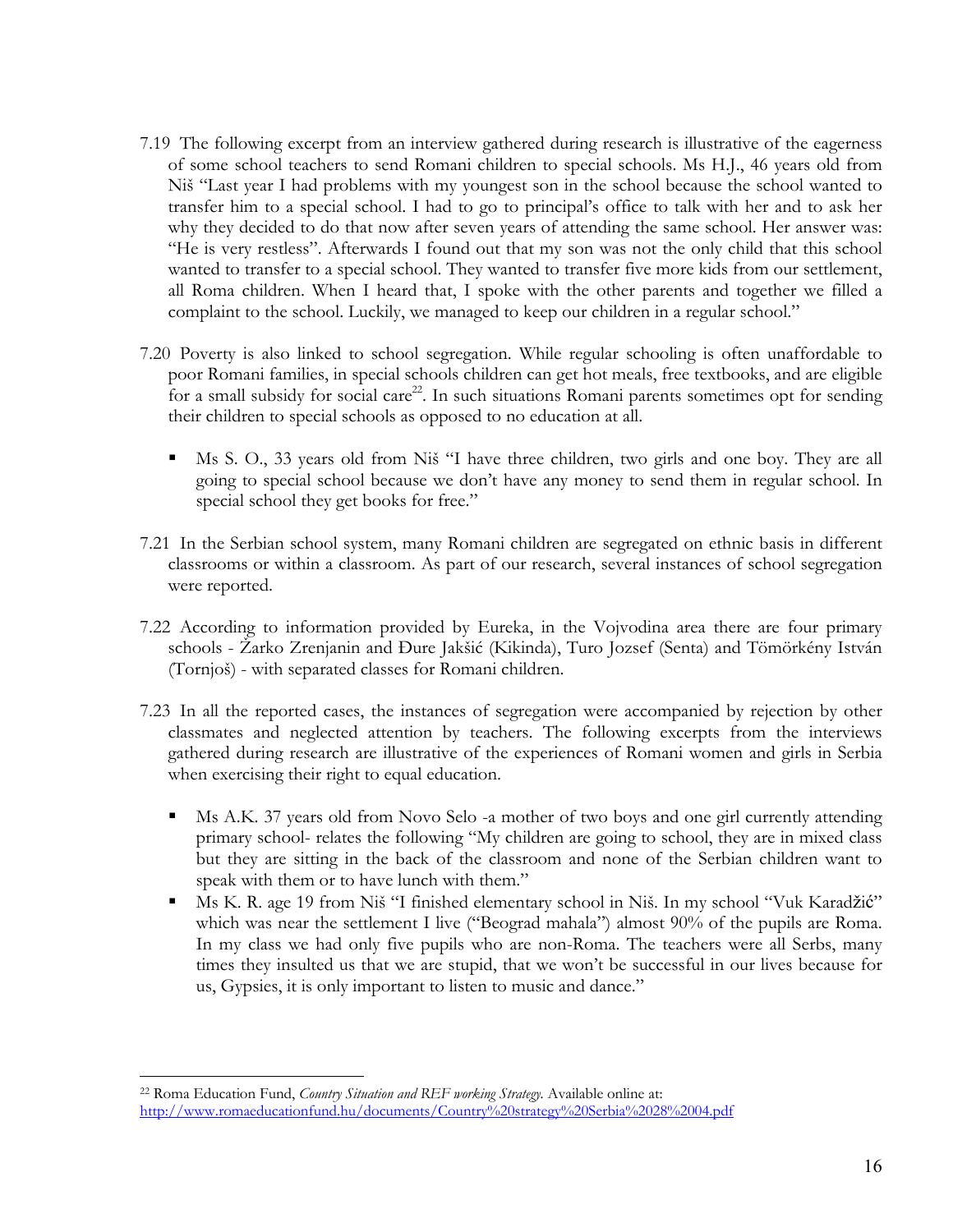7.19 The following excerpt from an interview gathered during research is illustrative of the eagerness of some school teachers to send Romani children to special schools. Ms H.J., 46 years old from Niš "Last year I had problems with my youngest son in the school because the school wanted to transfer him to a special school. I had to go to principal's office to talk with her and to ask her why they decided to do that now after seven years of attending the same school. Her answer was: "He is very restless". Afterwards I found out that my son was not the only child that this school wanted to transfer to a special school. They wanted to transfer five more kids from our settlement, all Roma children. When I heard that, I spoke with the other parents and together we filled a complaint to the school. Luckily, we managed to keep our children in a regular school."

7.20 Poverty is also linked to school segregation. While regular schooling is often unaffordable to poor Romani families, in special schools children can get hot meals, free textbooks, and are eligible for a small subsidy for social care[22]. In such situations Romani parents sometimes opt for sending their children to special schools as opposed to no education at all.

- Ms S. O., 33 years old from Niš "I have three children, two girls and one boy. They are all going to special school because we don't have any money to send them in regular school. In special school they get books for free."

7.21 In the Serbian school system, many Romani children are segregated on ethnic basis in different classrooms or within a classroom. As part of our research, several instances of school segregation were reported.

7.22 According to information provided by Eureka, in the Vojvodina area there are four primary schools - Žarko Zrenjanin and Đure Jakšić (Kikinda), Turo Jozsef (Senta) and Tömörkény István (Tornjoš) - with separated classes for Romani children.

7.23 In all the reported cases, the instances of segregation were accompanied by rejection by other classmates and neglected attention by teachers. The following excerpts from the interviews gathered during research are illustrative of the experiences of Romani women and girls in Serbia when exercising their right to equal education.

- Ms A.K. 37 years old from Novo Selo -a mother of two boys and one girl currently attending primary school- relates the following "My children are going to school, they are in mixed class but they are sitting in the back of the classroom and none of the Serbian children want to speak with them or to have lunch with them."
- Ms K. R. age 19 from Niš "I finished elementary school in Niš. In my school "Vuk Karadžić" which was near the settlement I live ("Beograd mahala") almost 90% of the pupils are Roma. In my class we had only five pupils who are non-Roma. The teachers were all Serbs, many times they insulted us that we are stupid, that we won't be successful in our lives because for us, Gypsies, it is only important to listen to music and dance."

---

[22] Roma Education Fund, *Country Situation and REF working Strategy.* Available online at: http://www.romaeducationfund.hu/documents/Country%20strategy%20Serbia%2028%2004.pdf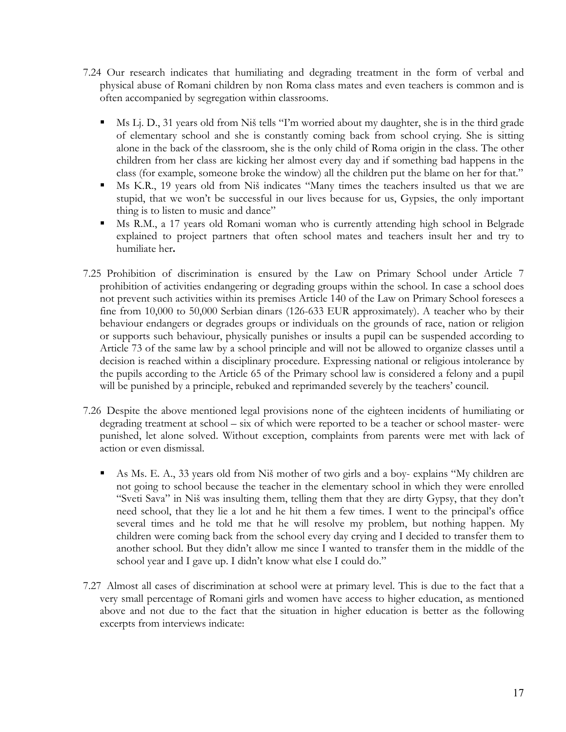7.24 Our research indicates that humiliating and degrading treatment in the form of verbal and physical abuse of Romani children by non Roma class mates and even teachers is common and is often accompanied by segregation within classrooms.

- Ms Lj. D., 31 years old from Niš tells "I'm worried about my daughter, she is in the third grade of elementary school and she is constantly coming back from school crying. She is sitting alone in the back of the classroom, she is the only child of Roma origin in the class. The other children from her class are kicking her almost every day and if something bad happens in the class (for example, someone broke the window) all the children put the blame on her for that."
- Ms K.R., 19 years old from Niš indicates "Many times the teachers insulted us that we are stupid, that we won't be successful in our lives because for us, Gypsies, the only important thing is to listen to music and dance"
- Ms R.M., a 17 years old Romani woman who is currently attending high school in Belgrade explained to project partners that often school mates and teachers insult her and try to humiliate her**.**

7.25 Prohibition of discrimination is ensured by the Law on Primary School under Article 7 prohibition of activities endangering or degrading groups within the school. In case a school does not prevent such activities within its premises Article 140 of the Law on Primary School foresees a fine from 10,000 to 50,000 Serbian dinars (126-633 EUR approximately). A teacher who by their behaviour endangers or degrades groups or individuals on the grounds of race, nation or religion or supports such behaviour, physically punishes or insults a pupil can be suspended according to Article 73 of the same law by a school principle and will not be allowed to organize classes until a decision is reached within a disciplinary procedure. Expressing national or religious intolerance by the pupils according to the Article 65 of the Primary school law is considered a felony and a pupil will be punished by a principle, rebuked and reprimanded severely by the teachers' council.

7.26 Despite the above mentioned legal provisions none of the eighteen incidents of humiliating or degrading treatment at school – six of which were reported to be a teacher or school master- were punished, let alone solved. Without exception, complaints from parents were met with lack of action or even dismissal.

- As Ms. E. A., 33 years old from Niš mother of two girls and a boy- explains "My children are not going to school because the teacher in the elementary school in which they were enrolled "Sveti Sava" in Niš was insulting them, telling them that they are dirty Gypsy, that they don't need school, that they lie a lot and he hit them a few times. I went to the principal's office several times and he told me that he will resolve my problem, but nothing happen. My children were coming back from the school every day crying and I decided to transfer them to another school. But they didn't allow me since I wanted to transfer them in the middle of the school year and I gave up. I didn't know what else I could do."

7.27 Almost all cases of discrimination at school were at primary level. This is due to the fact that a very small percentage of Romani girls and women have access to higher education, as mentioned above and not due to the fact that the situation in higher education is better as the following excerpts from interviews indicate: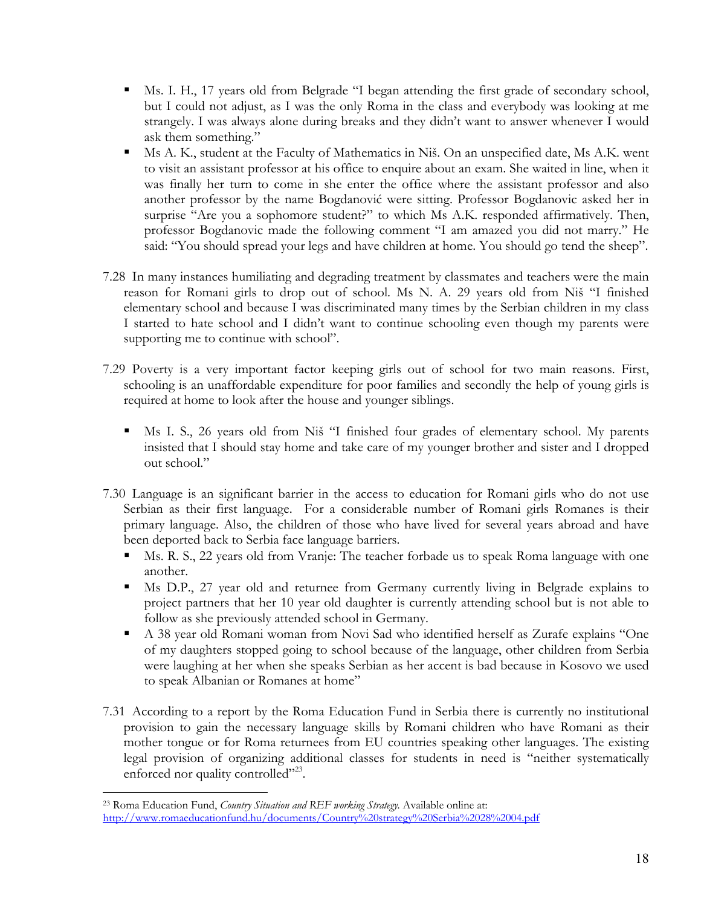- Ms. I. H., 17 years old from Belgrade "I began attending the first grade of secondary school, but I could not adjust, as I was the only Roma in the class and everybody was looking at me strangely. I was always alone during breaks and they didn't want to answer whenever I would ask them something."
- Ms A. K., student at the Faculty of Mathematics in Niš. On an unspecified date, Ms A.K. went to visit an assistant professor at his office to enquire about an exam. She waited in line, when it was finally her turn to come in she enter the office where the assistant professor and also another professor by the name Bogdanović were sitting. Professor Bogdanovic asked her in surprise "Are you a sophomore student?" to which Ms A.K. responded affirmatively. Then, professor Bogdanovic made the following comment "I am amazed you did not marry." He said: "You should spread your legs and have children at home. You should go tend the sheep".

7.28 In many instances humiliating and degrading treatment by classmates and teachers were the main reason for Romani girls to drop out of school. Ms N. A. 29 years old from Niš "I finished elementary school and because I was discriminated many times by the Serbian children in my class I started to hate school and I didn't want to continue schooling even though my parents were supporting me to continue with school".

7.29 Poverty is a very important factor keeping girls out of school for two main reasons. First, schooling is an unaffordable expenditure for poor families and secondly the help of young girls is required at home to look after the house and younger siblings.

- Ms I. S., 26 years old from Niš "I finished four grades of elementary school. My parents insisted that I should stay home and take care of my younger brother and sister and I dropped out school."

7.30 Language is an significant barrier in the access to education for Romani girls who do not use Serbian as their first language. For a considerable number of Romani girls Romanes is their primary language. Also, the children of those who have lived for several years abroad and have been deported back to Serbia face language barriers.

- Ms. R. S., 22 years old from Vranje: The teacher forbade us to speak Roma language with one another.
- Ms D.P., 27 year old and returnee from Germany currently living in Belgrade explains to project partners that her 10 year old daughter is currently attending school but is not able to follow as she previously attended school in Germany.
- A 38 year old Romani woman from Novi Sad who identified herself as Zurafe explains "One of my daughters stopped going to school because of the language, other children from Serbia were laughing at her when she speaks Serbian as her accent is bad because in Kosovo we used to speak Albanian or Romanes at home"

7.31 According to a report by the Roma Education Fund in Serbia there is currently no institutional provision to gain the necessary language skills by Romani children who have Romani as their mother tongue or for Roma returnees from EU countries speaking other languages. The existing legal provision of organizing additional classes for students in need is "neither systematically enforced nor quality controlled"[23].

---

[23] Roma Education Fund, *Country Situation and REF working Strategy.* Available online at: http://www.romaeducationfund.hu/documents/Country%20strategy%20Serbia%2028%2004.pdf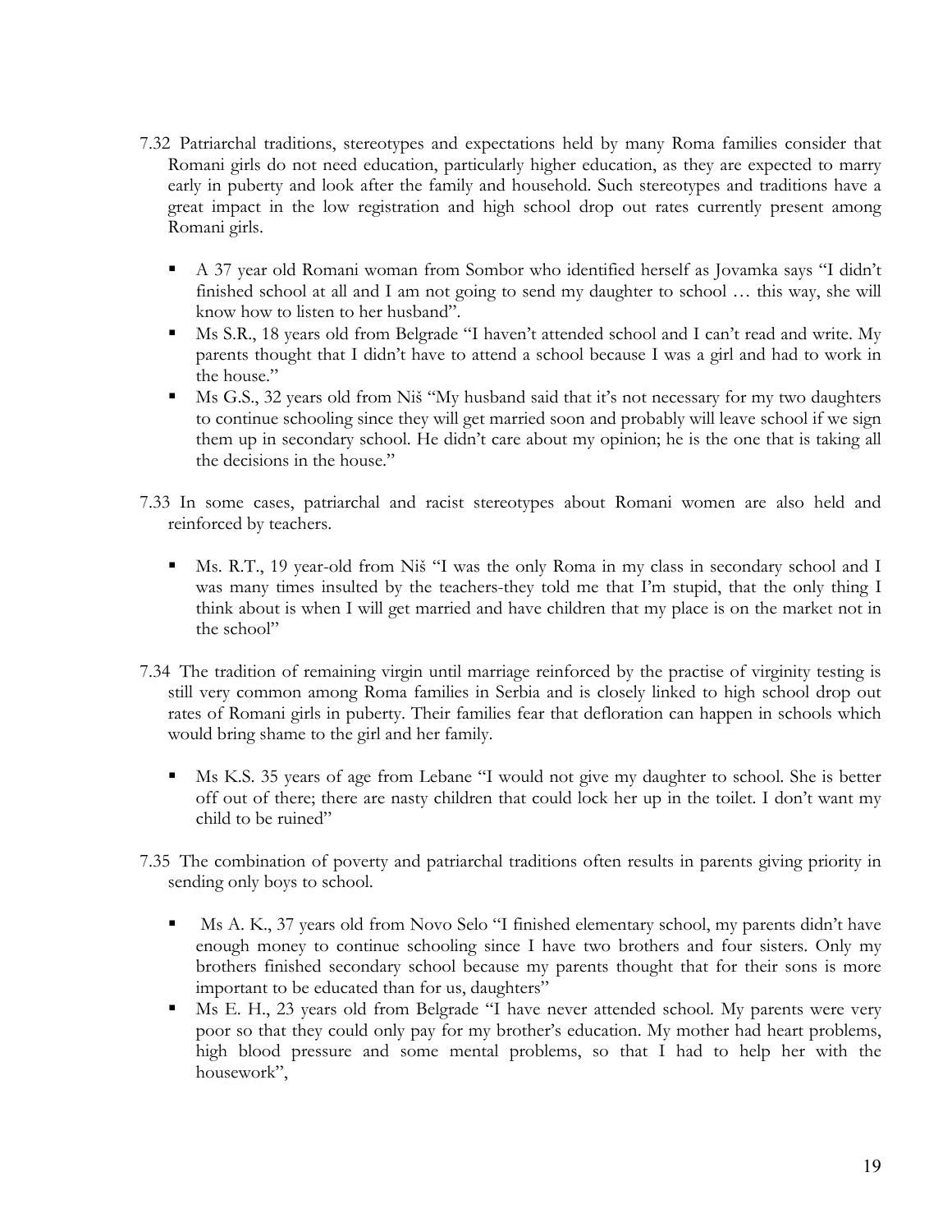7.32 Patriarchal traditions, stereotypes and expectations held by many Roma families consider that Romani girls do not need education, particularly higher education, as they are expected to marry early in puberty and look after the family and household. Such stereotypes and traditions have a great impact in the low registration and high school drop out rates currently present among Romani girls.

- A 37 year old Romani woman from Sombor who identified herself as Jovamka says "I didn't finished school at all and I am not going to send my daughter to school … this way, she will know how to listen to her husband".
- Ms S.R., 18 years old from Belgrade "I haven't attended school and I can't read and write. My parents thought that I didn't have to attend a school because I was a girl and had to work in the house."
- Ms G.S., 32 years old from Niš "My husband said that it's not necessary for my two daughters to continue schooling since they will get married soon and probably will leave school if we sign them up in secondary school. He didn't care about my opinion; he is the one that is taking all the decisions in the house."

7.33 In some cases, patriarchal and racist stereotypes about Romani women are also held and reinforced by teachers.

- Ms. R.T., 19 year-old from Niš "I was the only Roma in my class in secondary school and I was many times insulted by the teachers-they told me that I'm stupid, that the only thing I think about is when I will get married and have children that my place is on the market not in the school"

7.34 The tradition of remaining virgin until marriage reinforced by the practise of virginity testing is still very common among Roma families in Serbia and is closely linked to high school drop out rates of Romani girls in puberty. Their families fear that defloration can happen in schools which would bring shame to the girl and her family.

- Ms K.S. 35 years of age from Lebane "I would not give my daughter to school. She is better off out of there; there are nasty children that could lock her up in the toilet. I don't want my child to be ruined"

7.35 The combination of poverty and patriarchal traditions often results in parents giving priority in sending only boys to school.

- Ms A. K., 37 years old from Novo Selo "I finished elementary school, my parents didn't have enough money to continue schooling since I have two brothers and four sisters. Only my brothers finished secondary school because my parents thought that for their sons is more important to be educated than for us, daughters"
- Ms E. H., 23 years old from Belgrade "I have never attended school. My parents were very poor so that they could only pay for my brother's education. My mother had heart problems, high blood pressure and some mental problems, so that I had to help her with the housework",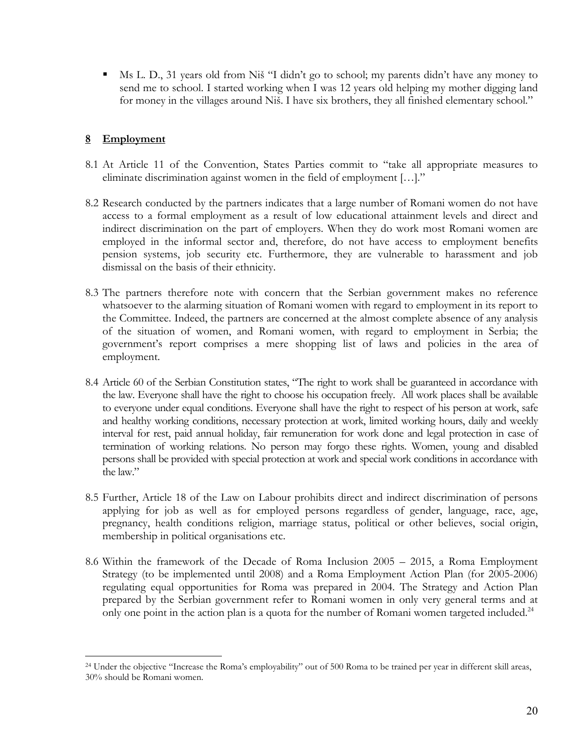- Ms L. D., 31 years old from Niš "I didn't go to school; my parents didn't have any money to send me to school. I started working when I was 12 years old helping my mother digging land for money in the villages around Niš. I have six brothers, they all finished elementary school."

## 8 Employment

8.1 At Article 11 of the Convention, States Parties commit to "take all appropriate measures to eliminate discrimination against women in the field of employment […]."

8.2 Research conducted by the partners indicates that a large number of Romani women do not have access to a formal employment as a result of low educational attainment levels and direct and indirect discrimination on the part of employers. When they do work most Romani women are employed in the informal sector and, therefore, do not have access to employment benefits pension systems, job security etc. Furthermore, they are vulnerable to harassment and job dismissal on the basis of their ethnicity.

8.3 The partners therefore note with concern that the Serbian government makes no reference whatsoever to the alarming situation of Romani women with regard to employment in its report to the Committee. Indeed, the partners are concerned at the almost complete absence of any analysis of the situation of women, and Romani women, with regard to employment in Serbia; the government's report comprises a mere shopping list of laws and policies in the area of employment.

8.4 Article 60 of the Serbian Constitution states, "The right to work shall be guaranteed in accordance with the law. Everyone shall have the right to choose his occupation freely. All work places shall be available to everyone under equal conditions. Everyone shall have the right to respect of his person at work, safe and healthy working conditions, necessary protection at work, limited working hours, daily and weekly interval for rest, paid annual holiday, fair remuneration for work done and legal protection in case of termination of working relations. No person may forgo these rights. Women, young and disabled persons shall be provided with special protection at work and special work conditions in accordance with the law."

8.5 Further, Article 18 of the Law on Labour prohibits direct and indirect discrimination of persons applying for job as well as for employed persons regardless of gender, language, race, age, pregnancy, health conditions religion, marriage status, political or other believes, social origin, membership in political organisations etc.

8.6 Within the framework of the Decade of Roma Inclusion 2005 – 2015, a Roma Employment Strategy (to be implemented until 2008) and a Roma Employment Action Plan (for 2005-2006) regulating equal opportunities for Roma was prepared in 2004. The Strategy and Action Plan prepared by the Serbian government refer to Romani women in only very general terms and at only one point in the action plan is a quota for the number of Romani women targeted included.[24]

---

[24] Under the objective "Increase the Roma's employability" out of 500 Roma to be trained per year in different skill areas, 30% should be Romani women.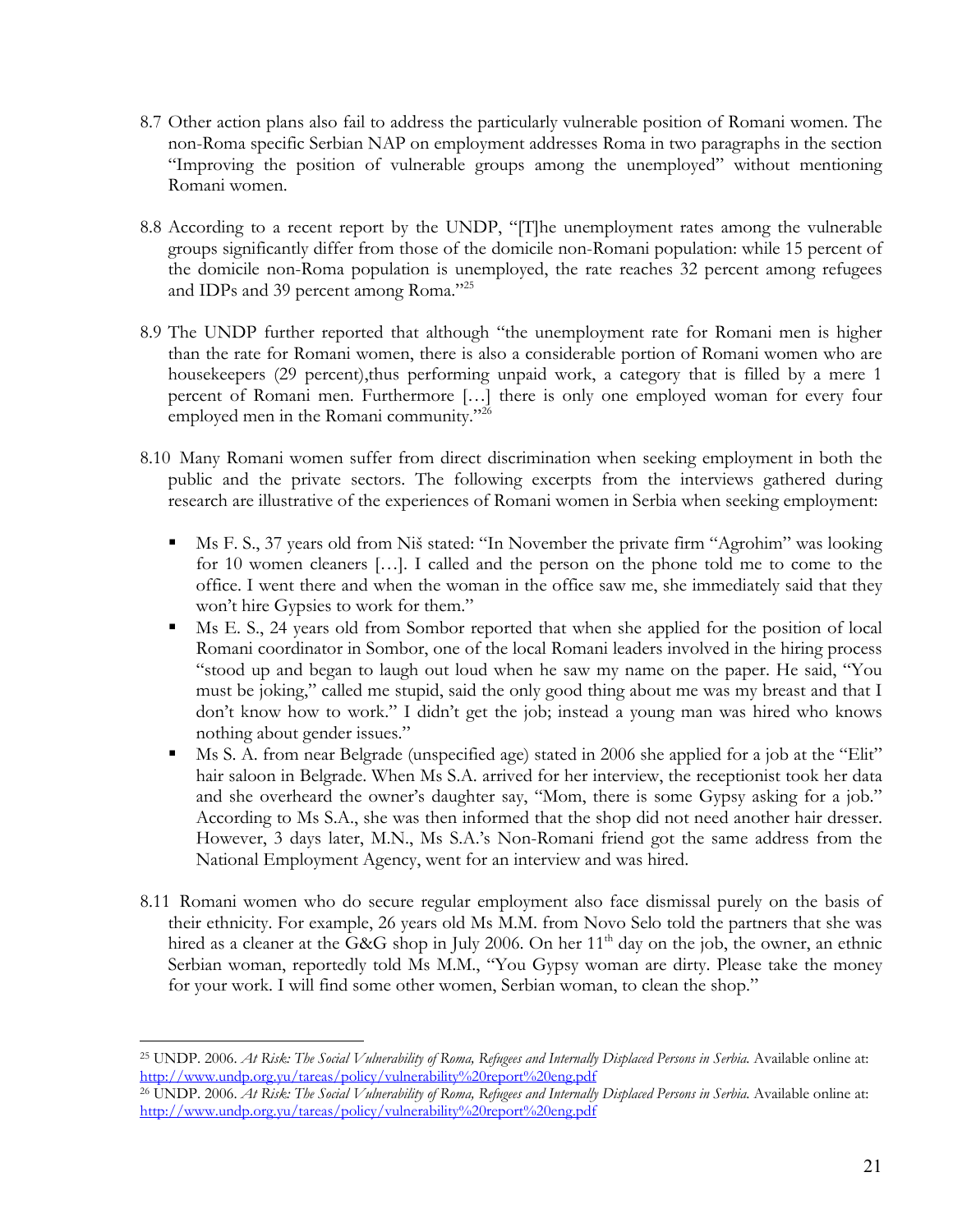8.7 Other action plans also fail to address the particularly vulnerable position of Romani women. The non-Roma specific Serbian NAP on employment addresses Roma in two paragraphs in the section "Improving the position of vulnerable groups among the unemployed" without mentioning Romani women.

8.8 According to a recent report by the UNDP, "[T]he unemployment rates among the vulnerable groups significantly differ from those of the domicile non-Romani population: while 15 percent of the domicile non-Roma population is unemployed, the rate reaches 32 percent among refugees and IDPs and 39 percent among Roma."[25]

8.9 The UNDP further reported that although "the unemployment rate for Romani men is higher than the rate for Romani women, there is also a considerable portion of Romani women who are housekeepers (29 percent),thus performing unpaid work, a category that is filled by a mere 1 percent of Romani men. Furthermore […] there is only one employed woman for every four employed men in the Romani community."[26]

8.10 Many Romani women suffer from direct discrimination when seeking employment in both the public and the private sectors. The following excerpts from the interviews gathered during research are illustrative of the experiences of Romani women in Serbia when seeking employment:

- Ms F. S., 37 years old from Niš stated: "In November the private firm "Agrohim" was looking for 10 women cleaners […]. I called and the person on the phone told me to come to the office. I went there and when the woman in the office saw me, she immediately said that they won't hire Gypsies to work for them."
- Ms E. S., 24 years old from Sombor reported that when she applied for the position of local Romani coordinator in Sombor, one of the local Romani leaders involved in the hiring process "stood up and began to laugh out loud when he saw my name on the paper. He said, "You must be joking," called me stupid, said the only good thing about me was my breast and that I don't know how to work." I didn't get the job; instead a young man was hired who knows nothing about gender issues."
- Ms S. A. from near Belgrade (unspecified age) stated in 2006 she applied for a job at the "Elit" hair saloon in Belgrade. When Ms S.A. arrived for her interview, the receptionist took her data and she overheard the owner's daughter say, "Mom, there is some Gypsy asking for a job." According to Ms S.A., she was then informed that the shop did not need another hair dresser. However, 3 days later, M.N., Ms S.A.'s Non-Romani friend got the same address from the National Employment Agency, went for an interview and was hired.

8.11 Romani women who do secure regular employment also face dismissal purely on the basis of their ethnicity. For example, 26 years old Ms M.M. from Novo Selo told the partners that she was hired as a cleaner at the G&G shop in July 2006. On her 11th day on the job, the owner, an ethnic Serbian woman, reportedly told Ms M.M., "You Gypsy woman are dirty. Please take the money for your work. I will find some other women, Serbian woman, to clean the shop."

---

[25] UNDP. 2006. *At Risk: The Social Vulnerability of Roma, Refugees and Internally Displaced Persons in Serbia.* Available online at: http://www.undp.org.yu/tareas/policy/vulnerability%20report%20eng.pdf

[26] UNDP. 2006. *At Risk: The Social Vulnerability of Roma, Refugees and Internally Displaced Persons in Serbia.* Available online at: http://www.undp.org.yu/tareas/policy/vulnerability%20report%20eng.pdf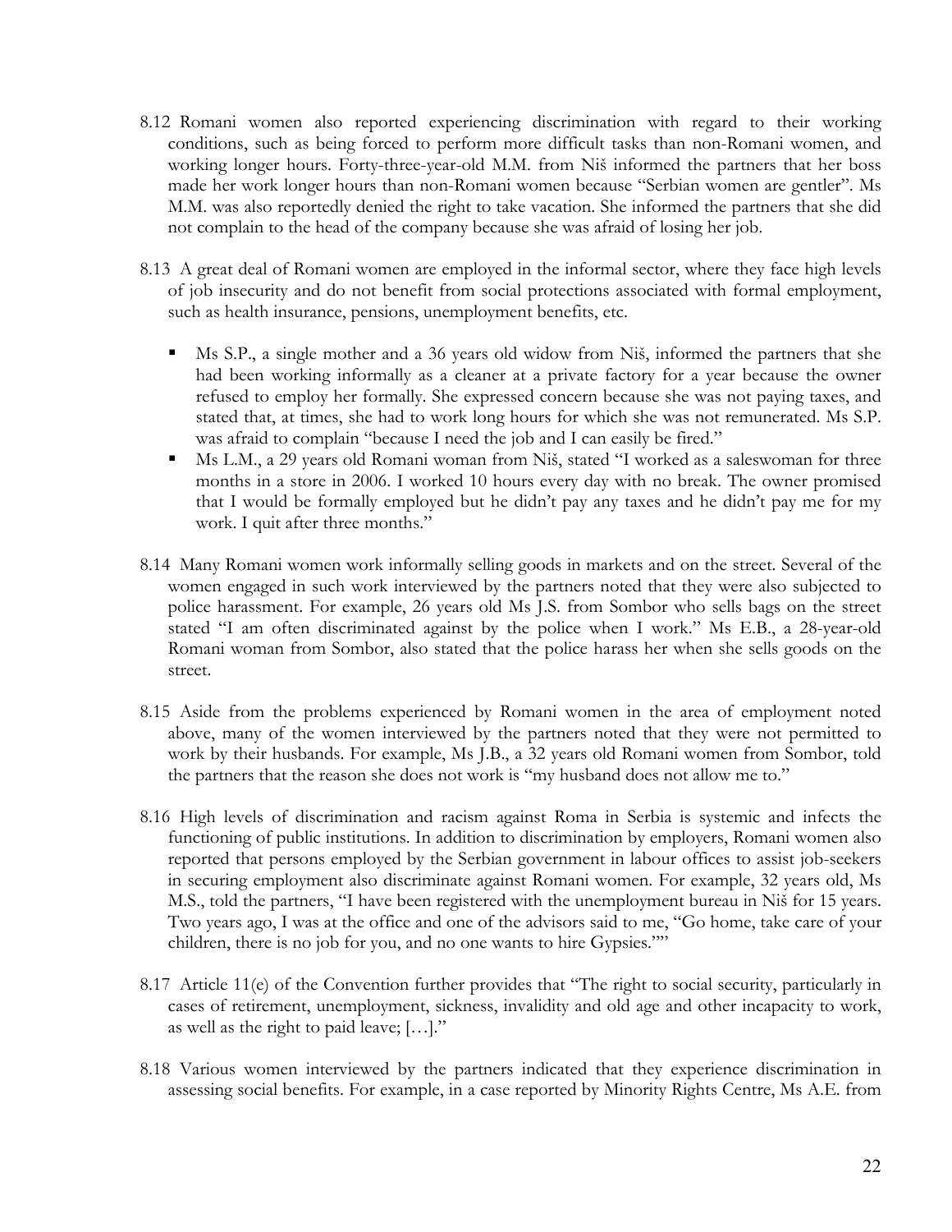8.12 Romani women also reported experiencing discrimination with regard to their working conditions, such as being forced to perform more difficult tasks than non-Romani women, and working longer hours. Forty-three-year-old M.M. from Niš informed the partners that her boss made her work longer hours than non-Romani women because "Serbian women are gentler". Ms M.M. was also reportedly denied the right to take vacation. She informed the partners that she did not complain to the head of the company because she was afraid of losing her job.

8.13 A great deal of Romani women are employed in the informal sector, where they face high levels of job insecurity and do not benefit from social protections associated with formal employment, such as health insurance, pensions, unemployment benefits, etc.

- Ms S.P., a single mother and a 36 years old widow from Niš, informed the partners that she had been working informally as a cleaner at a private factory for a year because the owner refused to employ her formally. She expressed concern because she was not paying taxes, and stated that, at times, she had to work long hours for which she was not remunerated. Ms S.P. was afraid to complain "because I need the job and I can easily be fired."
- Ms L.M., a 29 years old Romani woman from Niš, stated "I worked as a saleswoman for three months in a store in 2006. I worked 10 hours every day with no break. The owner promised that I would be formally employed but he didn't pay any taxes and he didn't pay me for my work. I quit after three months."

8.14 Many Romani women work informally selling goods in markets and on the street. Several of the women engaged in such work interviewed by the partners noted that they were also subjected to police harassment. For example, 26 years old Ms J.S. from Sombor who sells bags on the street stated "I am often discriminated against by the police when I work." Ms E.B., a 28-year-old Romani woman from Sombor, also stated that the police harass her when she sells goods on the street.

8.15 Aside from the problems experienced by Romani women in the area of employment noted above, many of the women interviewed by the partners noted that they were not permitted to work by their husbands. For example, Ms J.B., a 32 years old Romani women from Sombor, told the partners that the reason she does not work is "my husband does not allow me to."

8.16 High levels of discrimination and racism against Roma in Serbia is systemic and infects the functioning of public institutions. In addition to discrimination by employers, Romani women also reported that persons employed by the Serbian government in labour offices to assist job-seekers in securing employment also discriminate against Romani women. For example, 32 years old, Ms M.S., told the partners, "I have been registered with the unemployment bureau in Niš for 15 years. Two years ago, I was at the office and one of the advisors said to me, "Go home, take care of your children, there is no job for you, and no one wants to hire Gypsies.""

8.17 Article 11(e) of the Convention further provides that "The right to social security, particularly in cases of retirement, unemployment, sickness, invalidity and old age and other incapacity to work, as well as the right to paid leave; […]."

8.18 Various women interviewed by the partners indicated that they experience discrimination in assessing social benefits. For example, in a case reported by Minority Rights Centre, Ms A.E. from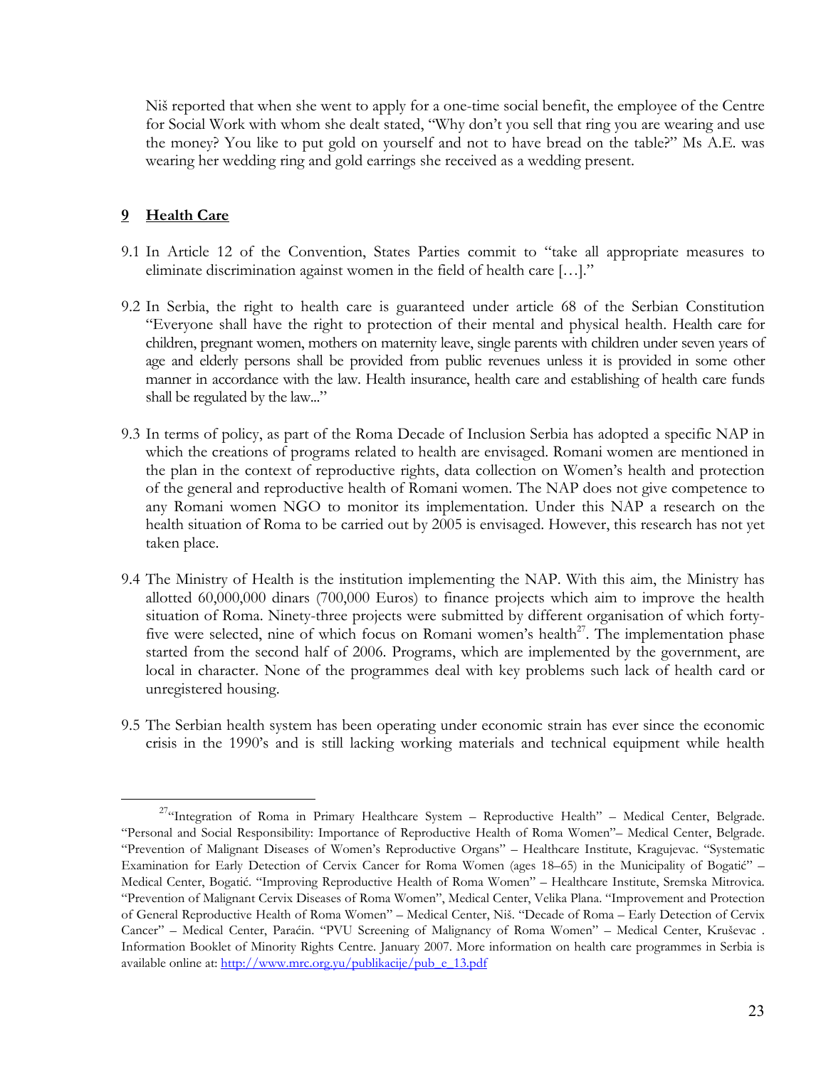Niš reported that when she went to apply for a one-time social benefit, the employee of the Centre for Social Work with whom she dealt stated, "Why don't you sell that ring you are wearing and use the money? You like to put gold on yourself and not to have bread on the table?" Ms A.E. was wearing her wedding ring and gold earrings she received as a wedding present.

## 9 Health Care

9.1 In Article 12 of the Convention, States Parties commit to "take all appropriate measures to eliminate discrimination against women in the field of health care […]."

9.2 In Serbia, the right to health care is guaranteed under article 68 of the Serbian Constitution "Everyone shall have the right to protection of their mental and physical health. Health care for children, pregnant women, mothers on maternity leave, single parents with children under seven years of age and elderly persons shall be provided from public revenues unless it is provided in some other manner in accordance with the law. Health insurance, health care and establishing of health care funds shall be regulated by the law..."

9.3 In terms of policy, as part of the Roma Decade of Inclusion Serbia has adopted a specific NAP in which the creations of programs related to health are envisaged. Romani women are mentioned in the plan in the context of reproductive rights, data collection on Women's health and protection of the general and reproductive health of Romani women. The NAP does not give competence to any Romani women NGO to monitor its implementation. Under this NAP a research on the health situation of Roma to be carried out by 2005 is envisaged. However, this research has not yet taken place.

9.4 The Ministry of Health is the institution implementing the NAP. With this aim, the Ministry has allotted 60,000,000 dinars (700,000 Euros) to finance projects which aim to improve the health situation of Roma. Ninety-three projects were submitted by different organisation of which forty-five were selected, nine of which focus on Romani women's health[27]. The implementation phase started from the second half of 2006. Programs, which are implemented by the government, are local in character. None of the programmes deal with key problems such lack of health card or unregistered housing.

9.5 The Serbian health system has been operating under economic strain has ever since the economic crisis in the 1990's and is still lacking working materials and technical equipment while health

[27] "Integration of Roma in Primary Healthcare System – Reproductive Health" – Medical Center, Belgrade. "Personal and Social Responsibility: Importance of Reproductive Health of Roma Women"– Medical Center, Belgrade. "Prevention of Malignant Diseases of Women's Reproductive Organs" – Healthcare Institute, Kragujevac. "Systematic Examination for Early Detection of Cervix Cancer for Roma Women (ages 18–65) in the Municipality of Bogatić" – Medical Center, Bogatić. "Improving Reproductive Health of Roma Women" – Healthcare Institute, Sremska Mitrovica. "Prevention of Malignant Cervix Diseases of Roma Women", Medical Center, Velika Plana. "Improvement and Protection of General Reproductive Health of Roma Women" – Medical Center, Niš. "Decade of Roma – Early Detection of Cervix Cancer" – Medical Center, Paraćin. "PVU Screening of Malignancy of Roma Women" – Medical Center, Kruševac . Information Booklet of Minority Rights Centre. January 2007. More information on health care programmes in Serbia is available online at: http://www.mrc.org.yu/publikacije/pub_e_13.pdf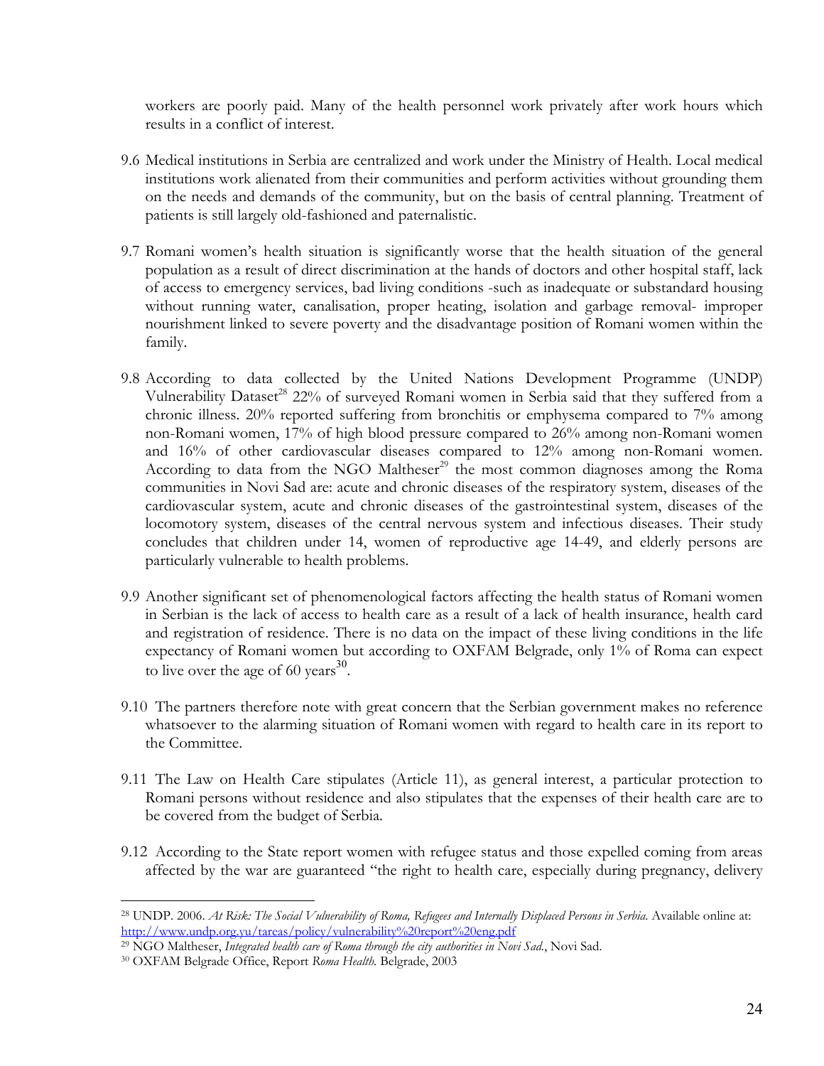workers are poorly paid. Many of the health personnel work privately after work hours which results in a conflict of interest.

9.6 Medical institutions in Serbia are centralized and work under the Ministry of Health. Local medical institutions work alienated from their communities and perform activities without grounding them on the needs and demands of the community, but on the basis of central planning. Treatment of patients is still largely old-fashioned and paternalistic.

9.7 Romani women's health situation is significantly worse that the health situation of the general population as a result of direct discrimination at the hands of doctors and other hospital staff, lack of access to emergency services, bad living conditions -such as inadequate or substandard housing without running water, canalisation, proper heating, isolation and garbage removal- improper nourishment linked to severe poverty and the disadvantage position of Romani women within the family.

9.8 According to data collected by the United Nations Development Programme (UNDP) Vulnerability Dataset[28] 22% of surveyed Romani women in Serbia said that they suffered from a chronic illness. 20% reported suffering from bronchitis or emphysema compared to 7% among non-Romani women, 17% of high blood pressure compared to 26% among non-Romani women and 16% of other cardiovascular diseases compared to 12% among non-Romani women. According to data from the NGO Maltheser[29] the most common diagnoses among the Roma communities in Novi Sad are: acute and chronic diseases of the respiratory system, diseases of the cardiovascular system, acute and chronic diseases of the gastrointestinal system, diseases of the locomotory system, diseases of the central nervous system and infectious diseases. Their study concludes that children under 14, women of reproductive age 14-49, and elderly persons are particularly vulnerable to health problems.

9.9 Another significant set of phenomenological factors affecting the health status of Romani women in Serbian is the lack of access to health care as a result of a lack of health insurance, health card and registration of residence. There is no data on the impact of these living conditions in the life expectancy of Romani women but according to OXFAM Belgrade, only 1% of Roma can expect to live over the age of 60 years[30].

9.10 The partners therefore note with great concern that the Serbian government makes no reference whatsoever to the alarming situation of Romani women with regard to health care in its report to the Committee.

9.11 The Law on Health Care stipulates (Article 11), as general interest, a particular protection to Romani persons without residence and also stipulates that the expenses of their health care are to be covered from the budget of Serbia.

9.12 According to the State report women with refugee status and those expelled coming from areas affected by the war are guaranteed "the right to health care, especially during pregnancy, delivery

---

[28] UNDP. 2006. *At Risk: The Social Vulnerability of Roma, Refugees and Internally Displaced Persons in Serbia.* Available online at: http://www.undp.org.yu/tareas/policy/vulnerability%20report%20eng.pdf

[29] NGO Maltheser, *Integrated health care of Roma through the city authorities in Novi Sad.*, Novi Sad.

[30] OXFAM Belgrade Office, Report *Roma Health.* Belgrade, 2003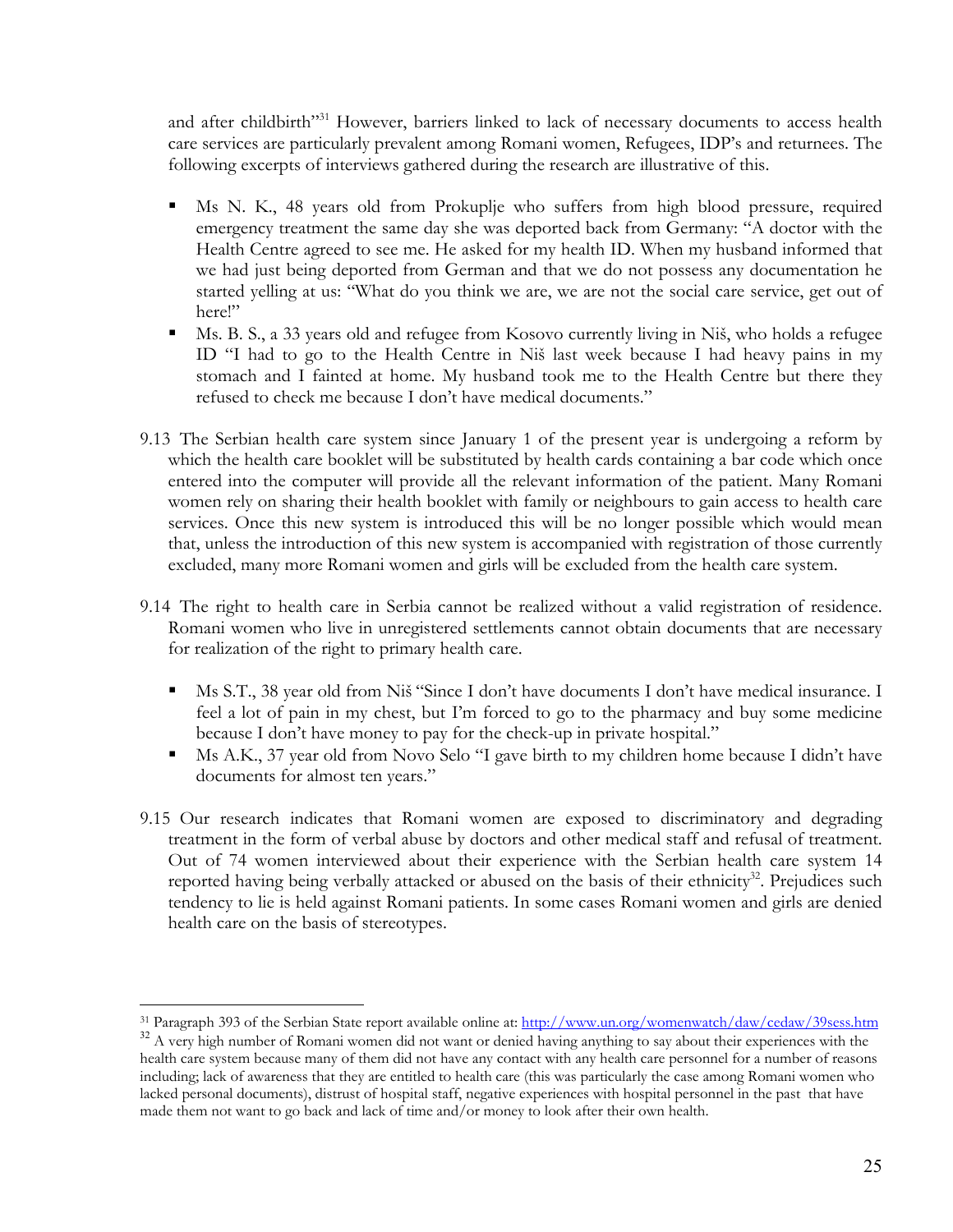and after childbirth"[31] However, barriers linked to lack of necessary documents to access health care services are particularly prevalent among Romani women, Refugees, IDP's and returnees. The following excerpts of interviews gathered during the research are illustrative of this.

- Ms N. K., 48 years old from Prokuplje who suffers from high blood pressure, required emergency treatment the same day she was deported back from Germany: "A doctor with the Health Centre agreed to see me. He asked for my health ID. When my husband informed that we had just being deported from German and that we do not possess any documentation he started yelling at us: "What do you think we are, we are not the social care service, get out of here!"
- Ms. B. S., a 33 years old and refugee from Kosovo currently living in Niš, who holds a refugee ID "I had to go to the Health Centre in Niš last week because I had heavy pains in my stomach and I fainted at home. My husband took me to the Health Centre but there they refused to check me because I don't have medical documents."

9.13 The Serbian health care system since January 1 of the present year is undergoing a reform by which the health care booklet will be substituted by health cards containing a bar code which once entered into the computer will provide all the relevant information of the patient. Many Romani women rely on sharing their health booklet with family or neighbours to gain access to health care services. Once this new system is introduced this will be no longer possible which would mean that, unless the introduction of this new system is accompanied with registration of those currently excluded, many more Romani women and girls will be excluded from the health care system.

9.14 The right to health care in Serbia cannot be realized without a valid registration of residence. Romani women who live in unregistered settlements cannot obtain documents that are necessary for realization of the right to primary health care.

- Ms S.T., 38 year old from Niš "Since I don't have documents I don't have medical insurance. I feel a lot of pain in my chest, but I'm forced to go to the pharmacy and buy some medicine because I don't have money to pay for the check-up in private hospital."
- Ms A.K., 37 year old from Novo Selo "I gave birth to my children home because I didn't have documents for almost ten years."

9.15 Our research indicates that Romani women are exposed to discriminatory and degrading treatment in the form of verbal abuse by doctors and other medical staff and refusal of treatment. Out of 74 women interviewed about their experience with the Serbian health care system 14 reported having being verbally attacked or abused on the basis of their ethnicity[32]. Prejudices such tendency to lie is held against Romani patients. In some cases Romani women and girls are denied health care on the basis of stereotypes.

---

[31] Paragraph 393 of the Serbian State report available online at: http://www.un.org/womenwatch/daw/cedaw/39sess.htm

[32] A very high number of Romani women did not want or denied having anything to say about their experiences with the health care system because many of them did not have any contact with any health care personnel for a number of reasons including; lack of awareness that they are entitled to health care (this was particularly the case among Romani women who lacked personal documents), distrust of hospital staff, negative experiences with hospital personnel in the past that have made them not want to go back and lack of time and/or money to look after their own health.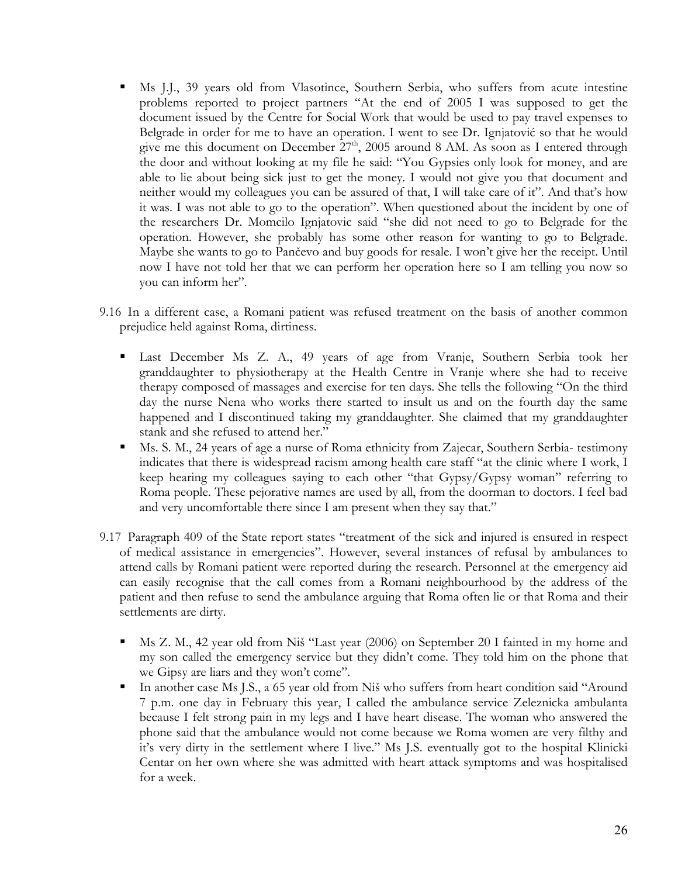- Ms J.J., 39 years old from Vlasotince, Southern Serbia, who suffers from acute intestine problems reported to project partners "At the end of 2005 I was supposed to get the document issued by the Centre for Social Work that would be used to pay travel expenses to Belgrade in order for me to have an operation. I went to see Dr. Ignjatović so that he would give me this document on December 27th, 2005 around 8 AM. As soon as I entered through the door and without looking at my file he said: "You Gypsies only look for money, and are able to lie about being sick just to get the money. I would not give you that document and neither would my colleagues you can be assured of that, I will take care of it". And that's how it was. I was not able to go to the operation". When questioned about the incident by one of the researchers Dr. Momcilo Ignjatovic said "she did not need to go to Belgrade for the operation. However, she probably has some other reason for wanting to go to Belgrade. Maybe she wants to go to Pančevo and buy goods for resale. I won't give her the receipt. Until now I have not told her that we can perform her operation here so I am telling you now so you can inform her".

9.16 In a different case, a Romani patient was refused treatment on the basis of another common prejudice held against Roma, dirtiness.

- Last December Ms Z. A., 49 years of age from Vranje, Southern Serbia took her granddaughter to physiotherapy at the Health Centre in Vranje where she had to receive therapy composed of massages and exercise for ten days. She tells the following "On the third day the nurse Nena who works there started to insult us and on the fourth day the same happened and I discontinued taking my granddaughter. She claimed that my granddaughter stank and she refused to attend her."
- Ms. S. M., 24 years of age a nurse of Roma ethnicity from Zajecar, Southern Serbia- testimony indicates that there is widespread racism among health care staff "at the clinic where I work, I keep hearing my colleagues saying to each other "that Gypsy/Gypsy woman" referring to Roma people. These pejorative names are used by all, from the doorman to doctors. I feel bad and very uncomfortable there since I am present when they say that."

9.17 Paragraph 409 of the State report states "treatment of the sick and injured is ensured in respect of medical assistance in emergencies". However, several instances of refusal by ambulances to attend calls by Romani patient were reported during the research. Personnel at the emergency aid can easily recognise that the call comes from a Romani neighbourhood by the address of the patient and then refuse to send the ambulance arguing that Roma often lie or that Roma and their settlements are dirty.

- Ms Z. M., 42 year old from Niš "Last year (2006) on September 20 I fainted in my home and my son called the emergency service but they didn't come. They told him on the phone that we Gipsy are liars and they won't come".
- In another case Ms J.S., a 65 year old from Niš who suffers from heart condition said "Around 7 p.m. one day in February this year, I called the ambulance service Zeleznicka ambulanta because I felt strong pain in my legs and I have heart disease. The woman who answered the phone said that the ambulance would not come because we Roma women are very filthy and it's very dirty in the settlement where I live." Ms J.S. eventually got to the hospital Klinicki Centar on her own where she was admitted with heart attack symptoms and was hospitalised for a week.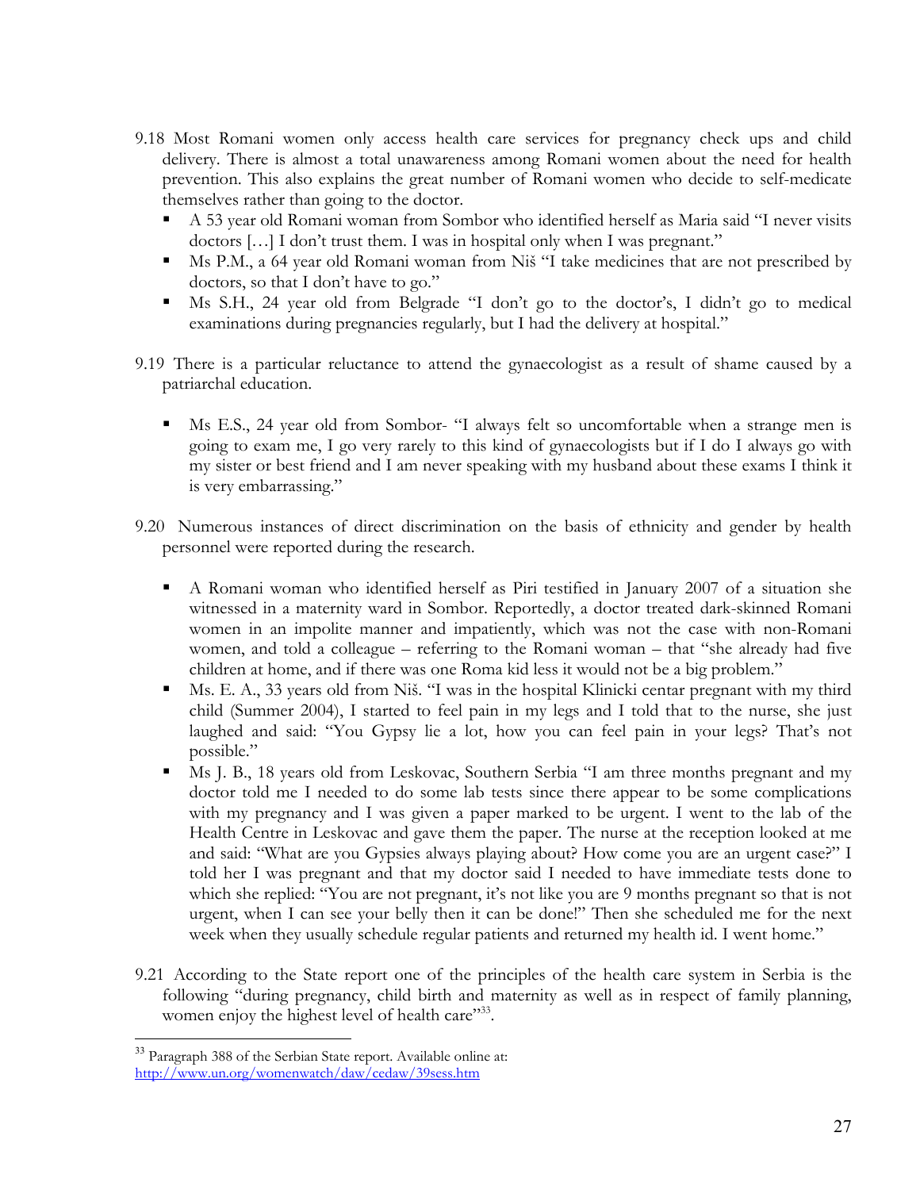9.18 Most Romani women only access health care services for pregnancy check ups and child delivery. There is almost a total unawareness among Romani women about the need for health prevention. This also explains the great number of Romani women who decide to self-medicate themselves rather than going to the doctor.

- A 53 year old Romani woman from Sombor who identified herself as Maria said "I never visits doctors […] I don't trust them. I was in hospital only when I was pregnant."
- Ms P.M., a 64 year old Romani woman from Niš "I take medicines that are not prescribed by doctors, so that I don't have to go."
- Ms S.H., 24 year old from Belgrade "I don't go to the doctor's, I didn't go to medical examinations during pregnancies regularly, but I had the delivery at hospital."

9.19 There is a particular reluctance to attend the gynaecologist as a result of shame caused by a patriarchal education.

- Ms E.S., 24 year old from Sombor- "I always felt so uncomfortable when a strange men is going to exam me, I go very rarely to this kind of gynaecologists but if I do I always go with my sister or best friend and I am never speaking with my husband about these exams I think it is very embarrassing."

9.20 Numerous instances of direct discrimination on the basis of ethnicity and gender by health personnel were reported during the research.

- A Romani woman who identified herself as Piri testified in January 2007 of a situation she witnessed in a maternity ward in Sombor. Reportedly, a doctor treated dark-skinned Romani women in an impolite manner and impatiently, which was not the case with non-Romani women, and told a colleague – referring to the Romani woman – that "she already had five children at home, and if there was one Roma kid less it would not be a big problem."
- Ms. E. A., 33 years old from Niš. "I was in the hospital Klinicki centar pregnant with my third child (Summer 2004), I started to feel pain in my legs and I told that to the nurse, she just laughed and said: "You Gypsy lie a lot, how you can feel pain in your legs? That's not possible."
- Ms J. B., 18 years old from Leskovac, Southern Serbia "I am three months pregnant and my doctor told me I needed to do some lab tests since there appear to be some complications with my pregnancy and I was given a paper marked to be urgent. I went to the lab of the Health Centre in Leskovac and gave them the paper. The nurse at the reception looked at me and said: "What are you Gypsies always playing about? How come you are an urgent case?" I told her I was pregnant and that my doctor said I needed to have immediate tests done to which she replied: "You are not pregnant, it's not like you are 9 months pregnant so that is not urgent, when I can see your belly then it can be done!" Then she scheduled me for the next week when they usually schedule regular patients and returned my health id. I went home."

9.21 According to the State report one of the principles of the health care system in Serbia is the following "during pregnancy, child birth and maternity as well as in respect of family planning, women enjoy the highest level of health care"[33].

---

[33] Paragraph 388 of the Serbian State report. Available online at: http://www.un.org/womenwatch/daw/cedaw/39sess.htm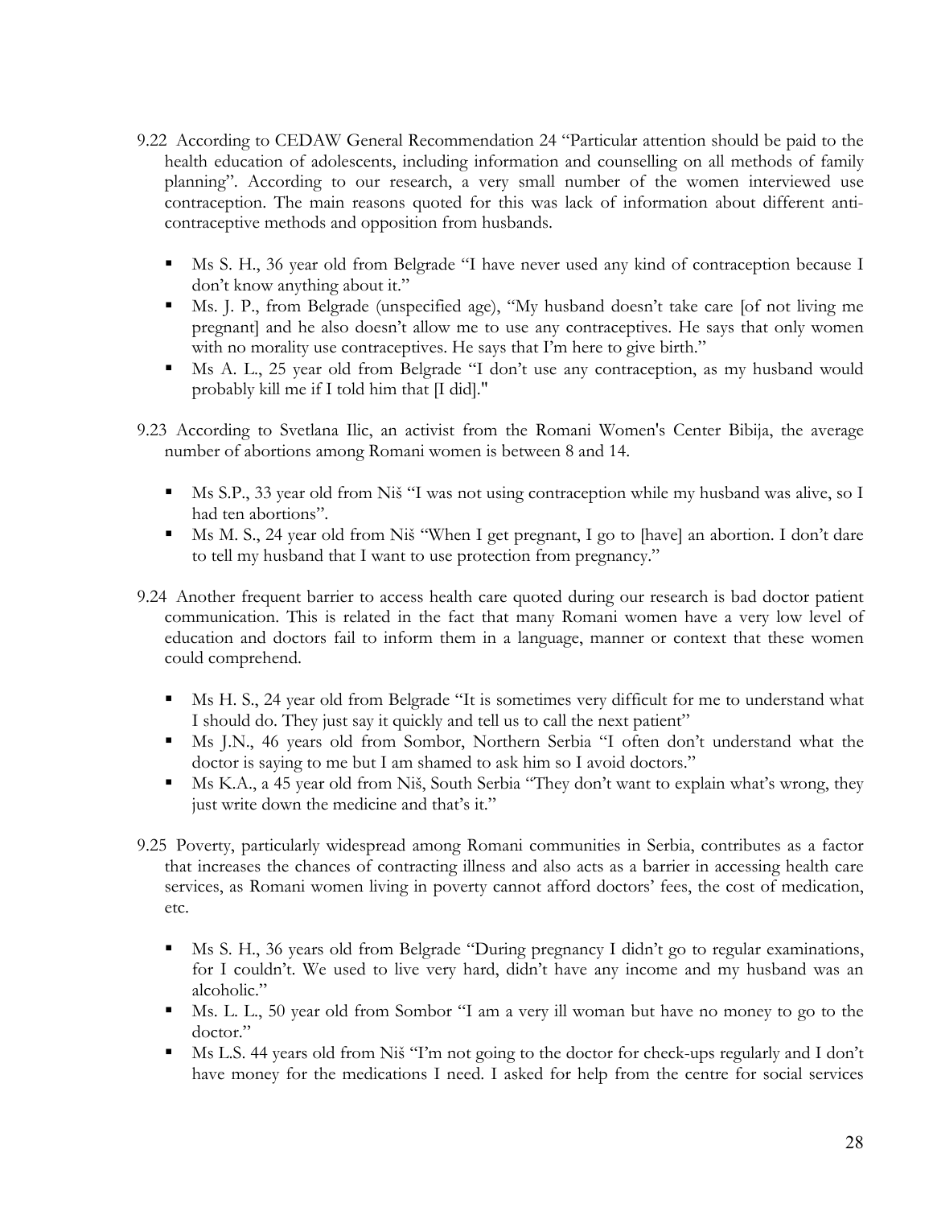9.22 According to CEDAW General Recommendation 24 "Particular attention should be paid to the health education of adolescents, including information and counselling on all methods of family planning". According to our research, a very small number of the women interviewed use contraception. The main reasons quoted for this was lack of information about different anti-contraceptive methods and opposition from husbands.

- Ms S. H., 36 year old from Belgrade "I have never used any kind of contraception because I don't know anything about it."
- Ms. J. P., from Belgrade (unspecified age), "My husband doesn't take care [of not living me pregnant] and he also doesn't allow me to use any contraceptives. He says that only women with no morality use contraceptives. He says that I'm here to give birth."
- Ms A. L., 25 year old from Belgrade "I don't use any contraception, as my husband would probably kill me if I told him that [I did]."

9.23 According to Svetlana Ilic, an activist from the Romani Women's Center Bibija, the average number of abortions among Romani women is between 8 and 14.

- Ms S.P., 33 year old from Niš "I was not using contraception while my husband was alive, so I had ten abortions".
- Ms M. S., 24 year old from Niš "When I get pregnant, I go to [have] an abortion. I don't dare to tell my husband that I want to use protection from pregnancy."

9.24 Another frequent barrier to access health care quoted during our research is bad doctor patient communication. This is related in the fact that many Romani women have a very low level of education and doctors fail to inform them in a language, manner or context that these women could comprehend.

- Ms H. S., 24 year old from Belgrade "It is sometimes very difficult for me to understand what I should do. They just say it quickly and tell us to call the next patient"
- Ms J.N., 46 years old from Sombor, Northern Serbia "I often don't understand what the doctor is saying to me but I am shamed to ask him so I avoid doctors."
- Ms K.A., a 45 year old from Niš, South Serbia "They don't want to explain what's wrong, they just write down the medicine and that's it."

9.25 Poverty, particularly widespread among Romani communities in Serbia, contributes as a factor that increases the chances of contracting illness and also acts as a barrier in accessing health care services, as Romani women living in poverty cannot afford doctors' fees, the cost of medication, etc.

- Ms S. H., 36 years old from Belgrade "During pregnancy I didn't go to regular examinations, for I couldn't. We used to live very hard, didn't have any income and my husband was an alcoholic."
- Ms. L. L., 50 year old from Sombor "I am a very ill woman but have no money to go to the doctor."
- Ms L.S. 44 years old from Niš "I'm not going to the doctor for check-ups regularly and I don't have money for the medications I need. I asked for help from the centre for social services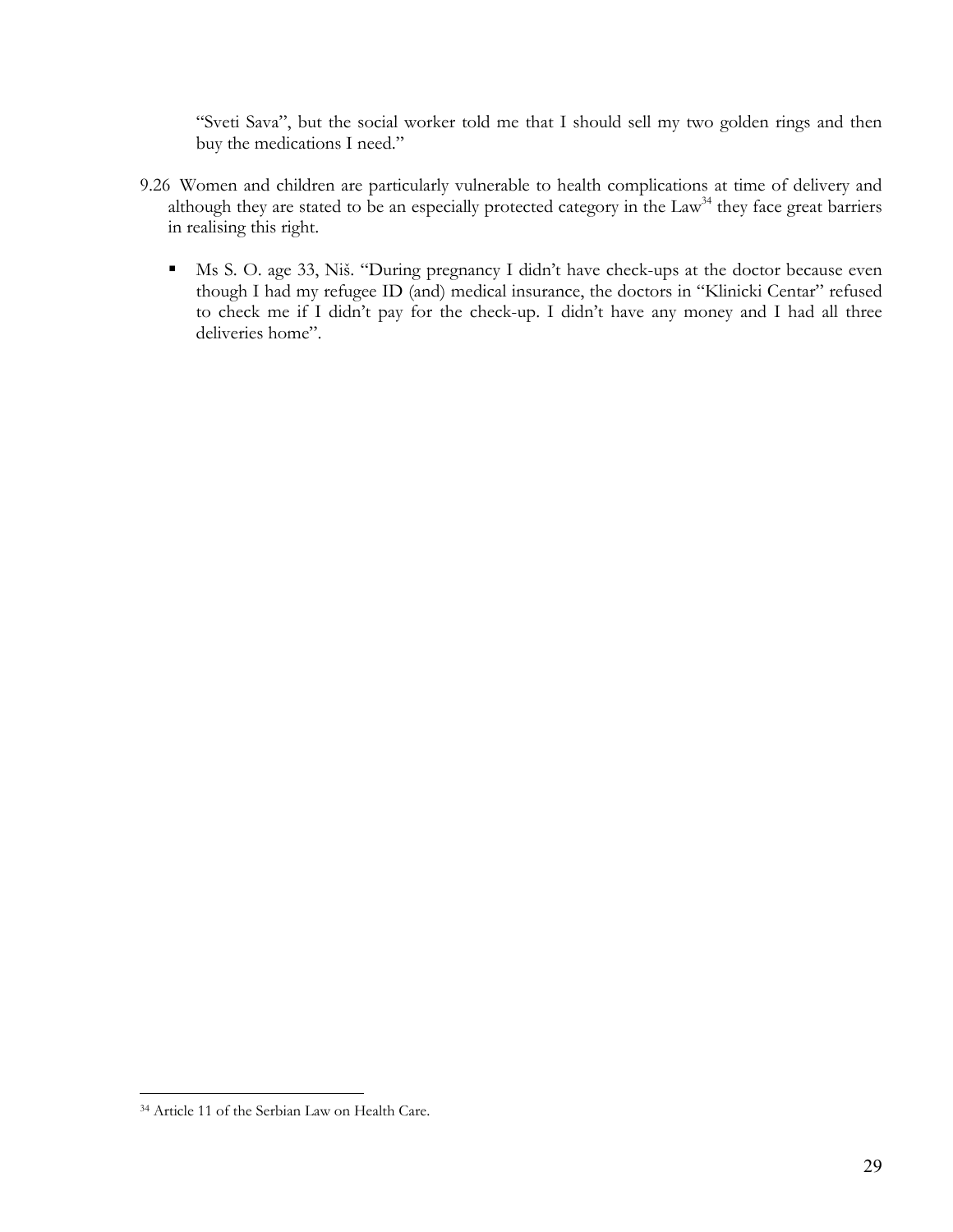"Sveti Sava", but the social worker told me that I should sell my two golden rings and then buy the medications I need."

9.26 Women and children are particularly vulnerable to health complications at time of delivery and although they are stated to be an especially protected category in the Law[34] they face great barriers in realising this right.

- Ms S. O. age 33, Niš. "During pregnancy I didn't have check-ups at the doctor because even though I had my refugee ID (and) medical insurance, the doctors in "Klinicki Centar" refused to check me if I didn't pay for the check-up. I didn't have any money and I had all three deliveries home".

[34] Article 11 of the Serbian Law on Health Care.